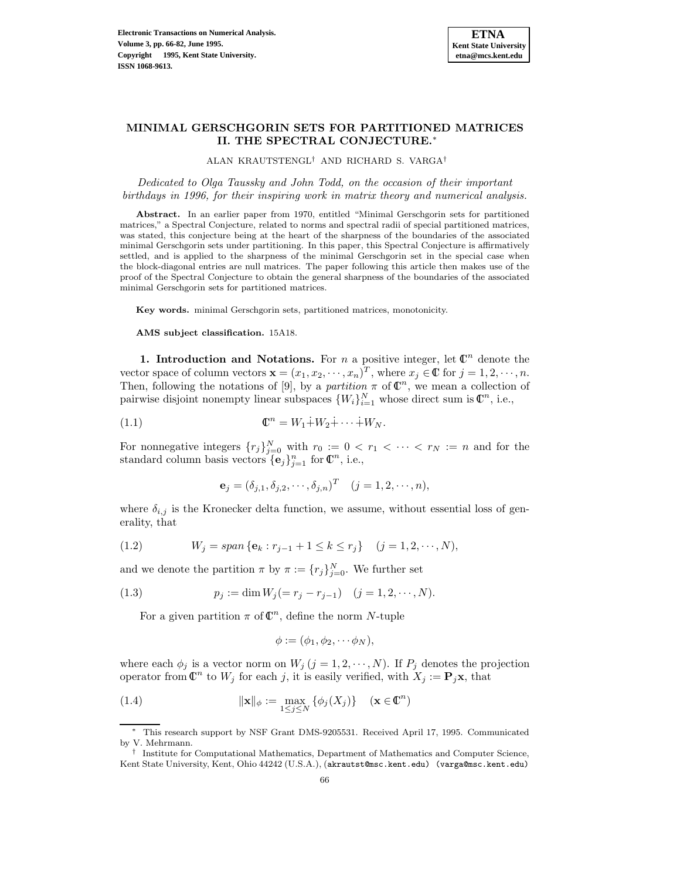# MINIMAL GERSCHGORIN SETS FOR PARTITIONED MATRICES II. THE SPECTRAL CONJECTURE.*

ALAN KRAUTSTENGL† AND RICHARD S. VARGA†

*Dedicated to Olga Taussky and John Todd, on the occasion of their important birthdays in 1996, for their inspiring work in matrix theory and numerical analysis.*

**Abstract.** In an earlier paper from 1970, entitled "Minimal Gerschgorin sets for partitioned matrices," a Spectral Conjecture, related to norms and spectral radii of special partitioned matrices, was stated, this conjecture being at the heart of the sharpness of the boundaries of the associated minimal Gerschgorin sets under partitioning. In this paper, this Spectral Conjecture is affirmatively settled, and is applied to the sharpness of the minimal Gerschgorin set in the special case when the block-diagonal entries are null matrices. The paper following this article then makes use of the proof of the Spectral Conjecture to obtain the general sharpness of the boundaries of the associated minimal Gerschgorin sets for partitioned matrices.

**Key words.** minimal Gerschgorin sets, partitioned matrices, monotonicity.

**AMS subject classification.** 15A18.

**1. Introduction and Notations.** For $n$ a positive integer, let $\mathbb{C}^n$ denote the vector space of column vectors $\mathbf{x} = (x_1, x_2, \cdots, x_n)^T$, where $x_j \in \mathbb{C}$ for $j = 1, 2, \cdots, n$. Then, following the notations of [9], by a *partition* $\pi$ of $\mathbb{C}^n$, we mean a collection of pairwise disjoint nonempty linear subspaces $\{W_i\}_{i=1}^N$ whose direct sum is $\mathbb{C}^n$, i.e.,

$$\mathbb{C}^n = W_1 \dot{+} W_2 \dot{+} \cdots \dot{+} W_N. \tag{1.1}$$

For nonnegative integers $\{r_j\}_{j=0}^N$ with $r_0 := 0 < r_1 < \cdots < r_N := n$ and for the standard column basis vectors $\{\mathbf{e}_j\}_{j=1}^n$ for $\mathbb{C}^n$, i.e.,

$$\mathbf{e}_j = (\delta_{j,1}, \delta_{j,2}, \cdots, \delta_{j,n})^T \quad (j = 1, 2, \cdots, n),$$

where $\delta_{i,j}$ is the Kronecker delta function, we assume, without essential loss of generality, that

$$W_j = span\,\{\mathbf{e}_k : r_{j-1} + 1 \le k \le r_j\} \quad (j = 1, 2, \cdots, N), \tag{1.2}$$

and we denote the partition $\pi$ by $\pi := \{r_j\}_{j=0}^N$. We further set

$$p_j := \dim W_j (= r_j - r_{j-1}) \quad (j = 1, 2, \cdots, N). \tag{1.3}$$

For a given partition $\pi$ of $\mathbb{C}^n$, define the norm $N$-tuple

$$\phi := (\phi_1, \phi_2, \cdots \phi_N),$$

where each $\phi_j$ is a vector norm on $W_j$ $(j = 1, 2, \cdots, N)$. If $P_j$ denotes the projection operator from $\mathbb{C}^n$ to $W_j$ for each $j$, it is easily verified, with $X_j := \mathbf{P}_j\mathbf{x}$, that

$$\|\mathbf{x}\|_\phi := \max_{1 \le j \le N} \{\phi_j(X_j)\} \quad (\mathbf{x} \in \mathbb{C}^n) \tag{1.4}$$

---

* This research support by NSF Grant DMS-9205531. Received April 17, 1995. Communicated by V. Mehrmann.

† Institute for Computational Mathematics, Department of Mathematics and Computer Science, Kent State University, Kent, Ohio 44242 (U.S.A.), (akrautst@msc.kent.edu) (varga@msc.kent.edu)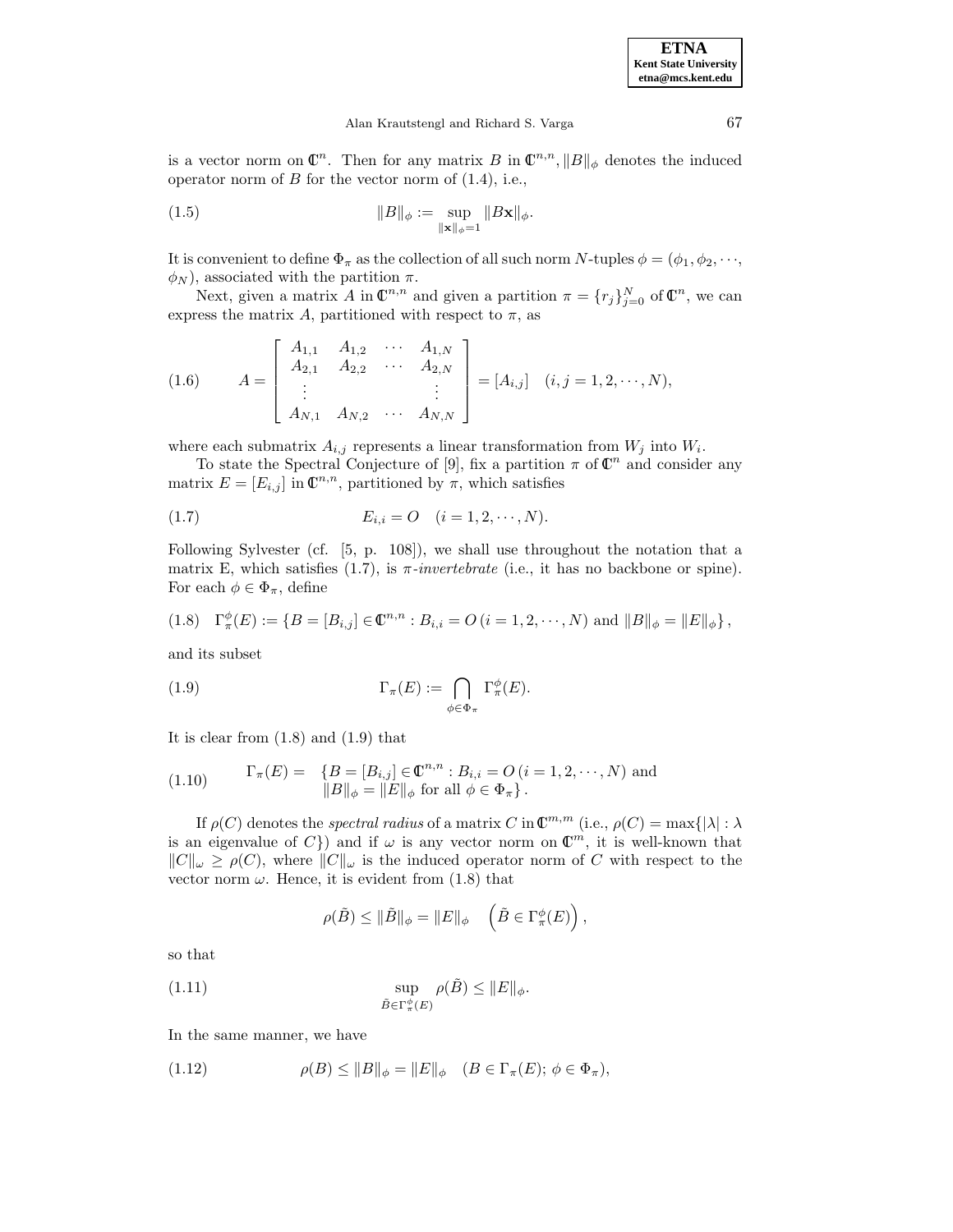is a vector norm on $\mathbb{C}^n$. Then for any matrix $B$ in $\mathbb{C}^{n,n}$, $\|B\|_\phi$ denotes the induced operator norm of $B$ for the vector norm of (1.4), i.e.,

$$\|B\|_\phi := \sup_{\|\mathbf{x}\|_\phi = 1} \|B\mathbf{x}\|_\phi. \tag{1.5}$$

It is convenient to define $\Phi_\pi$ as the collection of all such norm $N$-tuples $\phi = (\phi_1, \phi_2, \cdots, \phi_N)$, associated with the partition $\pi$.

Next, given a matrix $A$ in $\mathbb{C}^{n,n}$ and given a partition $\pi = \{r_j\}_{j=0}^N$ of $\mathbb{C}^n$, we can express the matrix $A$, partitioned with respect to $\pi$, as

$$A = \begin{bmatrix} A_{1,1} & A_{1,2} & \cdots & A_{1,N} \\ A_{2,1} & A_{2,2} & \cdots & A_{2,N} \\ \vdots & & & \vdots \\ A_{N,1} & A_{N,2} & \cdots & A_{N,N} \end{bmatrix} = [A_{i,j}] \quad (i,j = 1, 2, \cdots, N), \tag{1.6}$$

where each submatrix $A_{i,j}$ represents a linear transformation from $W_j$ into $W_i$.

To state the Spectral Conjecture of [9], fix a partition $\pi$ of $\mathbb{C}^n$ and consider any matrix $E = [E_{i,j}]$ in $\mathbb{C}^{n,n}$, partitioned by $\pi$, which satisfies

$$E_{i,i} = O \quad (i = 1, 2, \cdots, N). \tag{1.7}$$

Following Sylvester (cf. [5, p. 108]), we shall use throughout the notation that a matrix E, which satisfies (1.7), is *$\pi$-invertebrate* (i.e., it has no backbone or spine). For each $\phi \in \Phi_\pi$, define

$$\Gamma_\pi^\phi(E) := \{B = [B_{i,j}] \in \mathbb{C}^{n,n} : B_{i,i} = O \, (i = 1, 2, \cdots, N) \text{ and } \|B\|_\phi = \|E\|_\phi\}, \tag{1.8}$$

and its subset

$$\Gamma_\pi(E) := \bigcap_{\phi \in \Phi_\pi} \Gamma_\pi^\phi(E). \tag{1.9}$$

It is clear from (1.8) and (1.9) that

$$\Gamma_\pi(E) = \begin{array}{l} \{B = [B_{i,j}] \in \mathbb{C}^{n,n} : B_{i,i} = O \, (i = 1, 2, \cdots, N) \text{ and} \\ \|B\|_\phi = \|E\|_\phi \text{ for all } \phi \in \Phi_\pi\}. \end{array} \tag{1.10}$$

If $\rho(C)$ denotes the *spectral radius* of a matrix $C$ in $\mathbb{C}^{m,m}$ (i.e., $\rho(C) = \max\{|\lambda| : \lambda$ is an eigenvalue of $C\}$) and if $\omega$ is any vector norm on $\mathbb{C}^m$, it is well-known that $\|C\|_\omega \geq \rho(C)$, where $\|C\|_\omega$ is the induced operator norm of $C$ with respect to the vector norm $\omega$. Hence, it is evident from (1.8) that

$$\rho(\tilde{B}) \leq \|\tilde{B}\|_\phi = \|E\|_\phi \quad \left(\tilde{B} \in \Gamma_\pi^\phi(E)\right),$$

so that

$$\sup_{\tilde{B} \in \Gamma_\pi^\phi(E)} \rho(\tilde{B}) \leq \|E\|_\phi. \tag{1.11}$$

In the same manner, we have

$$\rho(B) \leq \|B\|_\phi = \|E\|_\phi \quad (B \in \Gamma_\pi(E); \, \phi \in \Phi_\pi), \tag{1.12}$$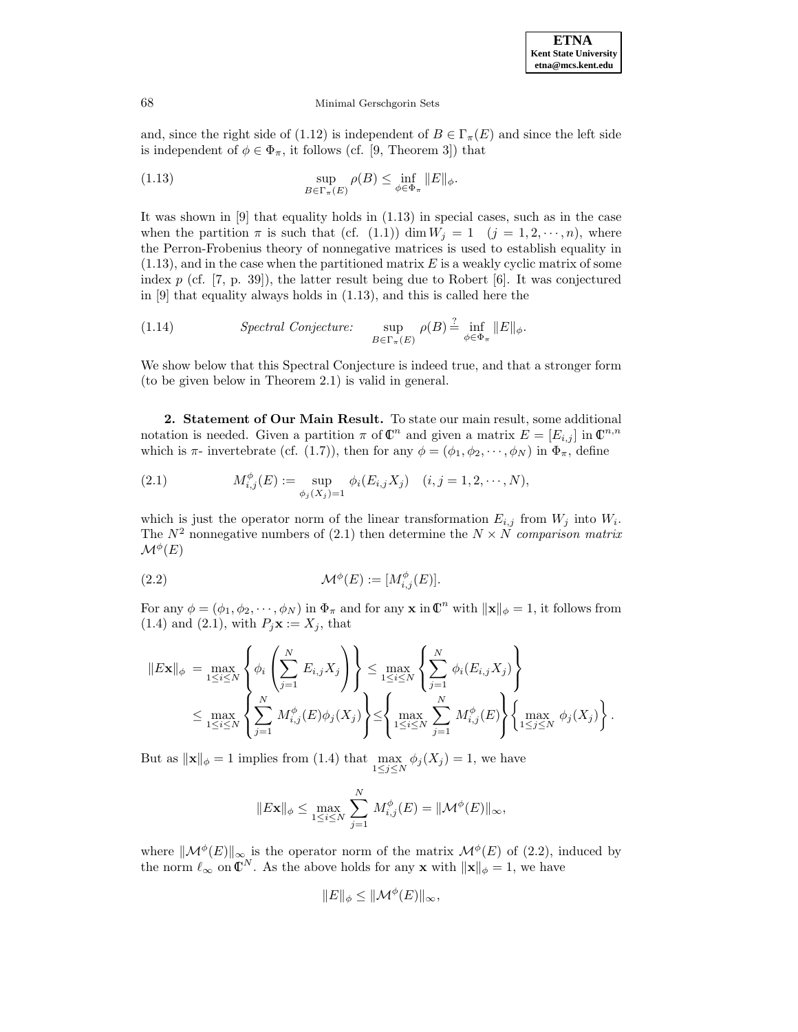and, since the right side of (1.12) is independent of $B \in \Gamma_\pi(E)$ and since the left side is independent of $\phi \in \Phi_\pi$, it follows (cf. [9, Theorem 3]) that

$$\sup_{B \in \Gamma_\pi(E)} \rho(B) \leq \inf_{\phi \in \Phi_\pi} \|E\|_\phi. \tag{1.13}$$

It was shown in [9] that equality holds in (1.13) in special cases, such as in the case when the partition $\pi$ is such that (cf. (1.1)) $\dim W_j = 1 \quad (j = 1, 2, \cdots, n)$, where the Perron-Frobenius theory of nonnegative matrices is used to establish equality in (1.13), and in the case when the partitioned matrix $E$ is a weakly cyclic matrix of some index $p$ (cf. [7, p. 39]), the latter result being due to Robert [6]. It was conjectured in [9] that equality always holds in (1.13), and this is called here the

$$\textit{Spectral Conjecture:} \quad \sup_{B \in \Gamma_\pi(E)} \rho(B) \stackrel{?}{=} \inf_{\phi \in \Phi_\pi} \|E\|_\phi. \tag{1.14}$$

We show below that this Spectral Conjecture is indeed true, and that a stronger form (to be given below in Theorem 2.1) is valid in general.

## 2. Statement of Our Main Result.

To state our main result, some additional notation is needed. Given a partition $\pi$ of $\mathbb{C}^n$ and given a matrix $E = [E_{i,j}]$ in $\mathbb{C}^{n,n}$ which is $\pi$- invertebrate (cf. (1.7)), then for any $\phi = (\phi_1, \phi_2, \cdots, \phi_N)$ in $\Phi_\pi$, define

$$M^\phi_{i,j}(E) := \sup_{\phi_j(X_j)=1} \phi_i(E_{i,j}X_j) \quad (i, j = 1, 2, \cdots, N), \tag{2.1}$$

which is just the operator norm of the linear transformation $E_{i,j}$ from $W_j$ into $W_i$. The $N^2$ nonnegative numbers of (2.1) then determine the $N \times N$ *comparison matrix* $\mathcal{M}^\phi(E)$

$$\mathcal{M}^\phi(E) := [M^\phi_{i,j}(E)]. \tag{2.2}$$

For any $\phi = (\phi_1, \phi_2, \cdots, \phi_N)$ in $\Phi_\pi$ and for any $\mathbf{x}$ in $\mathbb{C}^n$ with $\|\mathbf{x}\|_\phi = 1$, it follows from (1.4) and (2.1), with $P_j\mathbf{x} := X_j$, that

$$\begin{aligned}
\|E\mathbf{x}\|_\phi &= \max_{1 \leq i \leq N} \left\{ \phi_i \left( \sum_{j=1}^N E_{i,j}X_j \right) \right\} \leq \max_{1 \leq i \leq N} \left\{ \sum_{j=1}^N \phi_i(E_{i,j}X_j) \right\} \\
&\leq \max_{1 \leq i \leq N} \left\{ \sum_{j=1}^N M^\phi_{i,j}(E)\phi_j(X_j) \right\} \leq \left\{ \max_{1 \leq i \leq N} \sum_{j=1}^N M^\phi_{i,j}(E) \right\} \left\{ \max_{1 \leq j \leq N} \phi_j(X_j) \right\}.
\end{aligned}$$

But as $\|\mathbf{x}\|_\phi = 1$ implies from (1.4) that $\max_{1 \leq j \leq N} \phi_j(X_j) = 1$, we have

$$\|E\mathbf{x}\|_\phi \leq \max_{1 \leq i \leq N} \sum_{j=1}^N M^\phi_{i,j}(E) = \|\mathcal{M}^\phi(E)\|_\infty,$$

where $\|\mathcal{M}^\phi(E)\|_\infty$ is the operator norm of the matrix $\mathcal{M}^\phi(E)$ of (2.2), induced by the norm $\ell_\infty$ on $\mathbb{C}^N$. As the above holds for any $\mathbf{x}$ with $\|\mathbf{x}\|_\phi = 1$, we have

$$\|E\|_\phi \leq \|\mathcal{M}^\phi(E)\|_\infty,$$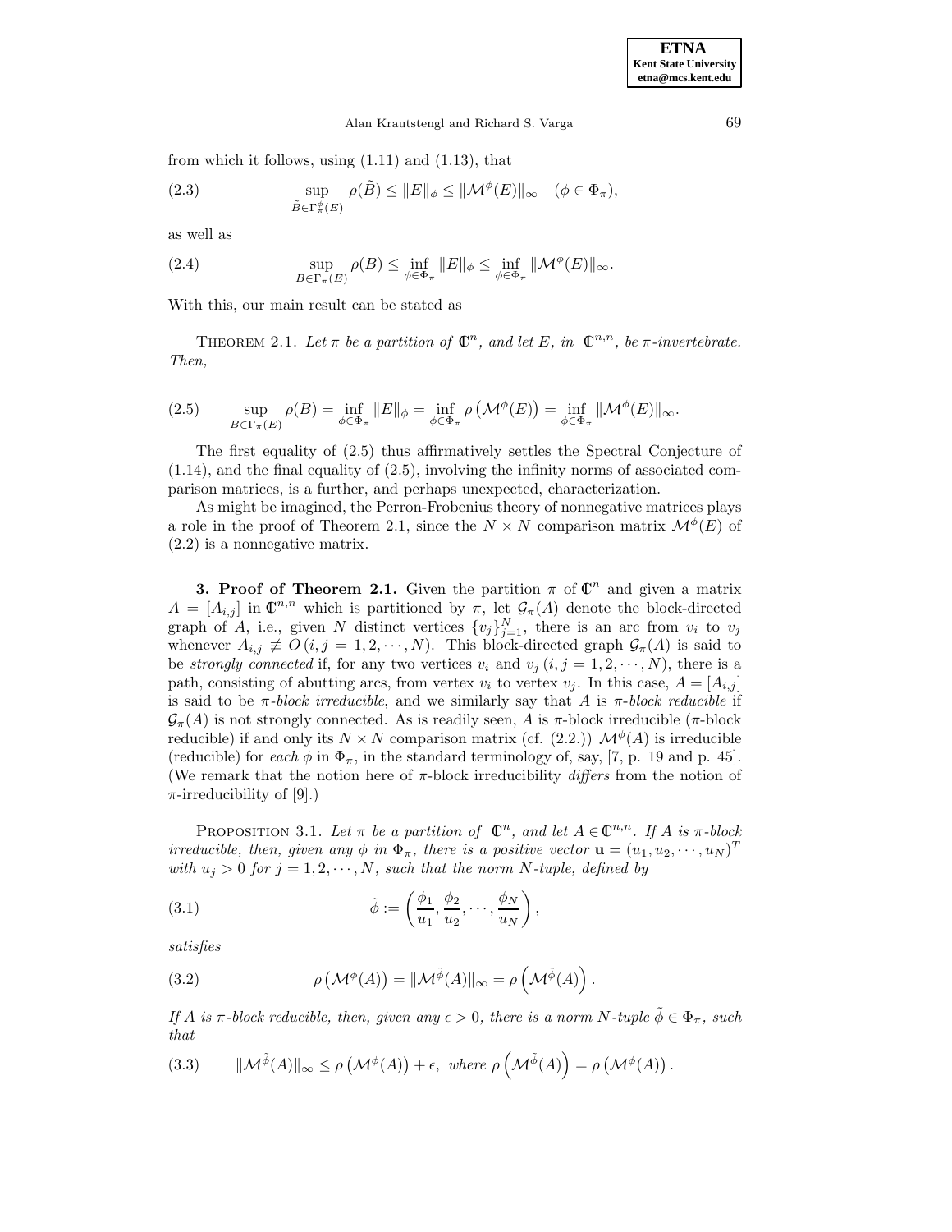from which it follows, using (1.11) and (1.13), that

$$\sup_{\tilde{B}\in\Gamma_{\pi}^{\phi}(E)} \rho(\tilde{B}) \leq \|E\|_{\phi} \leq \|\mathcal{M}^{\phi}(E)\|_{\infty} \quad (\phi \in \Phi_{\pi}), \tag{2.3}$$

as well as

$$\sup_{B\in\Gamma_{\pi}(E)} \rho(B) \leq \inf_{\phi\in\Phi_{\pi}} \|E\|_{\phi} \leq \inf_{\phi\in\Phi_{\pi}} \|\mathcal{M}^{\phi}(E)\|_{\infty}. \tag{2.4}$$

With this, our main result can be stated as

THEOREM 2.1. *Let $\pi$ be a partition of $\mathbb{C}^n$, and let $E$, in $\mathbb{C}^{n,n}$, be $\pi$-invertebrate. Then,*

$$\sup_{B\in\Gamma_{\pi}(E)} \rho(B) = \inf_{\phi\in\Phi_{\pi}} \|E\|_{\phi} = \inf_{\phi\in\Phi_{\pi}} \rho\left(\mathcal{M}^{\phi}(E)\right) = \inf_{\phi\in\Phi_{\pi}} \|\mathcal{M}^{\phi}(E)\|_{\infty}. \tag{2.5}$$

The first equality of (2.5) thus affirmatively settles the Spectral Conjecture of (1.14), and the final equality of (2.5), involving the infinity norms of associated comparison matrices, is a further, and perhaps unexpected, characterization.

As might be imagined, the Perron-Frobenius theory of nonnegative matrices plays a role in the proof of Theorem 2.1, since the $N \times N$ comparison matrix $\mathcal{M}^{\phi}(E)$ of (2.2) is a nonnegative matrix.

## 3. Proof of Theorem 2.1.

Given the partition $\pi$ of $\mathbb{C}^n$ and given a matrix $A = [A_{i,j}]$ in $\mathbb{C}^{n,n}$ which is partitioned by $\pi$, let $\mathcal{G}_{\pi}(A)$ denote the block-directed graph of $A$, i.e., given $N$ distinct vertices $\{v_j\}_{j=1}^N$, there is an arc from $v_i$ to $v_j$ whenever $A_{i,j} \not\equiv O\,(i,j = 1,2,\cdots,N)$. This block-directed graph $\mathcal{G}_{\pi}(A)$ is said to be *strongly connected* if, for any two vertices $v_i$ and $v_j\,(i,j = 1,2,\cdots,N)$, there is a path, consisting of abutting arcs, from vertex $v_i$ to vertex $v_j$. In this case, $A = [A_{i,j}]$ is said to be *$\pi$-block irreducible*, and we similarly say that $A$ is *$\pi$-block reducible* if $\mathcal{G}_{\pi}(A)$ is not strongly connected. As is readily seen, $A$ is $\pi$-block irreducible ($\pi$-block reducible) if and only its $N \times N$ comparison matrix (cf. (2.2).) $\mathcal{M}^{\phi}(A)$ is irreducible (reducible) for *each* $\phi$ in $\Phi_{\pi}$, in the standard terminology of, say, [7, p. 19 and p. 45]. (We remark that the notion here of $\pi$-block irreducibility *differs* from the notion of $\pi$-irreducibility of [9].)

PROPOSITION 3.1. *Let $\pi$ be a partition of $\mathbb{C}^n$, and let $A \in \mathbb{C}^{n,n}$. If $A$ is $\pi$-block irreducible, then, given any $\phi$ in $\Phi_{\pi}$, there is a positive vector $\mathbf{u} = (u_1, u_2, \cdots, u_N)^T$ with $u_j > 0$ for $j = 1, 2, \cdots, N$, such that the norm $N$-tuple, defined by*

$$\tilde{\phi} := \left(\frac{\phi_1}{u_1}, \frac{\phi_2}{u_2}, \cdots, \frac{\phi_N}{u_N}\right), \tag{3.1}$$

*satisfies*

$$\rho\left(\mathcal{M}^{\phi}(A)\right) = \|\mathcal{M}^{\tilde{\phi}}(A)\|_{\infty} = \rho\left(\mathcal{M}^{\tilde{\phi}}(A)\right). \tag{3.2}$$

*If $A$ is $\pi$-block reducible, then, given any $\epsilon > 0$, there is a norm $N$-tuple $\tilde{\phi} \in \Phi_{\pi}$, such that*

$$\|\mathcal{M}^{\tilde{\phi}}(A)\|_{\infty} \leq \rho\left(\mathcal{M}^{\phi}(A)\right) + \epsilon, \text{ where } \rho\left(\mathcal{M}^{\tilde{\phi}}(A)\right) = \rho\left(\mathcal{M}^{\phi}(A)\right). \tag{3.3}$$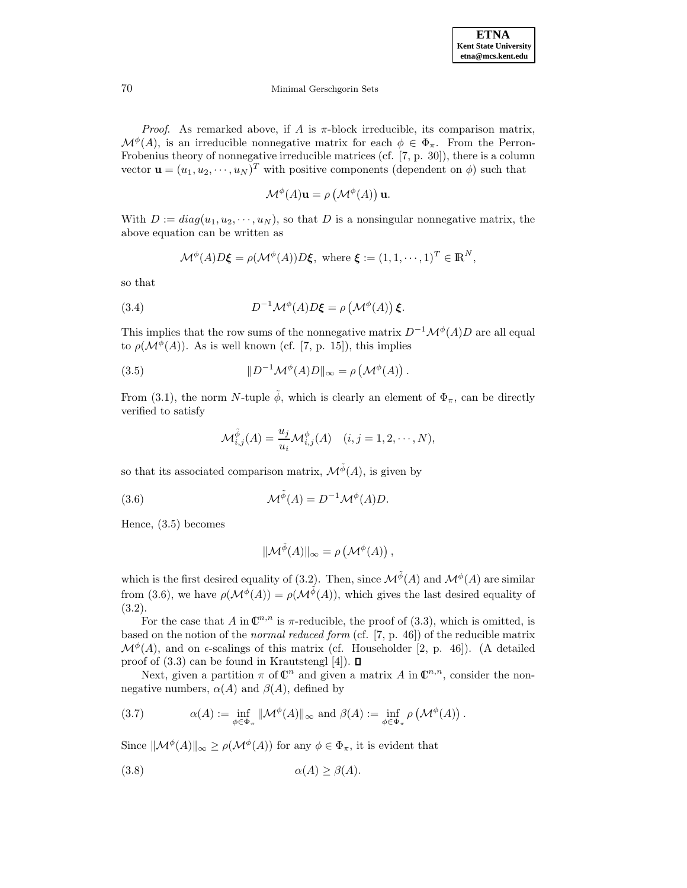*Proof*. As remarked above, if $A$ is $\pi$-block irreducible, its comparison matrix, $\mathcal{M}^{\phi}(A)$, is an irreducible nonnegative matrix for each $\phi \in \Phi_\pi$. From the Perron-Frobenius theory of nonnegative irreducible matrices (cf. [7, p. 30]), there is a column vector $\mathbf{u} = (u_1, u_2, \cdots, u_N)^T$ with positive components (dependent on $\phi$) such that

$$\mathcal{M}^{\phi}(A)\mathbf{u} = \rho\left(\mathcal{M}^{\phi}(A)\right)\mathbf{u}.$$

With $D := diag(u_1, u_2, \cdots, u_N)$, so that $D$ is a nonsingular nonnegative matrix, the above equation can be written as

$$\mathcal{M}^{\phi}(A)D\boldsymbol{\xi} = \rho(\mathcal{M}^{\phi}(A))D\boldsymbol{\xi}, \text{ where } \boldsymbol{\xi} := (1, 1, \cdots, 1)^T \in \mathbb{R}^N,$$

so that

$$D^{-1}\mathcal{M}^{\phi}(A)D\boldsymbol{\xi} = \rho\left(\mathcal{M}^{\phi}(A)\right)\boldsymbol{\xi}. \tag{3.4}$$

This implies that the row sums of the nonnegative matrix $D^{-1}\mathcal{M}^{\phi}(A)D$ are all equal to $\rho(\mathcal{M}^{\phi}(A))$. As is well known (cf. [7, p. 15]), this implies

$$\|D^{-1}\mathcal{M}^{\phi}(A)D\|_\infty = \rho\left(\mathcal{M}^{\phi}(A)\right). \tag{3.5}$$

From (3.1), the norm $N$-tuple $\tilde{\phi}$, which is clearly an element of $\Phi_\pi$, can be directly verified to satisfy

$$\mathcal{M}^{\tilde{\phi}}_{i,j}(A) = \frac{u_j}{u_i}\mathcal{M}^{\phi}_{i,j}(A) \quad (i, j = 1, 2, \cdots, N),$$

so that its associated comparison matrix, $\mathcal{M}^{\tilde{\phi}}(A)$, is given by

$$\mathcal{M}^{\tilde{\phi}}(A) = D^{-1}\mathcal{M}^{\phi}(A)D. \tag{3.6}$$

Hence, (3.5) becomes

$$\|\mathcal{M}^{\tilde{\phi}}(A)\|_\infty = \rho\left(\mathcal{M}^{\phi}(A)\right),$$

which is the first desired equality of (3.2). Then, since $\mathcal{M}^{\tilde{\phi}}(A)$ and $\mathcal{M}^{\phi}(A)$ are similar from (3.6), we have $\rho(\mathcal{M}^{\phi}(A)) = \rho(\mathcal{M}^{\tilde{\phi}}(A))$, which gives the last desired equality of (3.2).

For the case that $A$ in $\mathbb{C}^{n,n}$ is $\pi$-reducible, the proof of (3.3), which is omitted, is based on the notion of the *normal reduced form* (cf. [7, p. 46]) of the reducible matrix $\mathcal{M}^{\phi}(A)$, and on $\epsilon$-scalings of this matrix (cf. Householder [2, p. 46]). (A detailed proof of (3.3) can be found in Krautstengl [4]). ◻

Next, given a partition $\pi$ of $\mathbb{C}^n$ and given a matrix $A$ in $\mathbb{C}^{n,n}$, consider the nonnegative numbers, $\alpha(A)$ and $\beta(A)$, defined by

$$\alpha(A) := \inf_{\phi \in \Phi_\pi} \|\mathcal{M}^{\phi}(A)\|_\infty \text{ and } \beta(A) := \inf_{\phi \in \Phi_\pi} \rho\left(\mathcal{M}^{\phi}(A)\right). \tag{3.7}$$

Since $\|\mathcal{M}^{\phi}(A)\|_\infty \geq \rho(\mathcal{M}^{\phi}(A))$ for any $\phi \in \Phi_\pi$, it is evident that

$$\alpha(A) \geq \beta(A). \tag{3.8}$$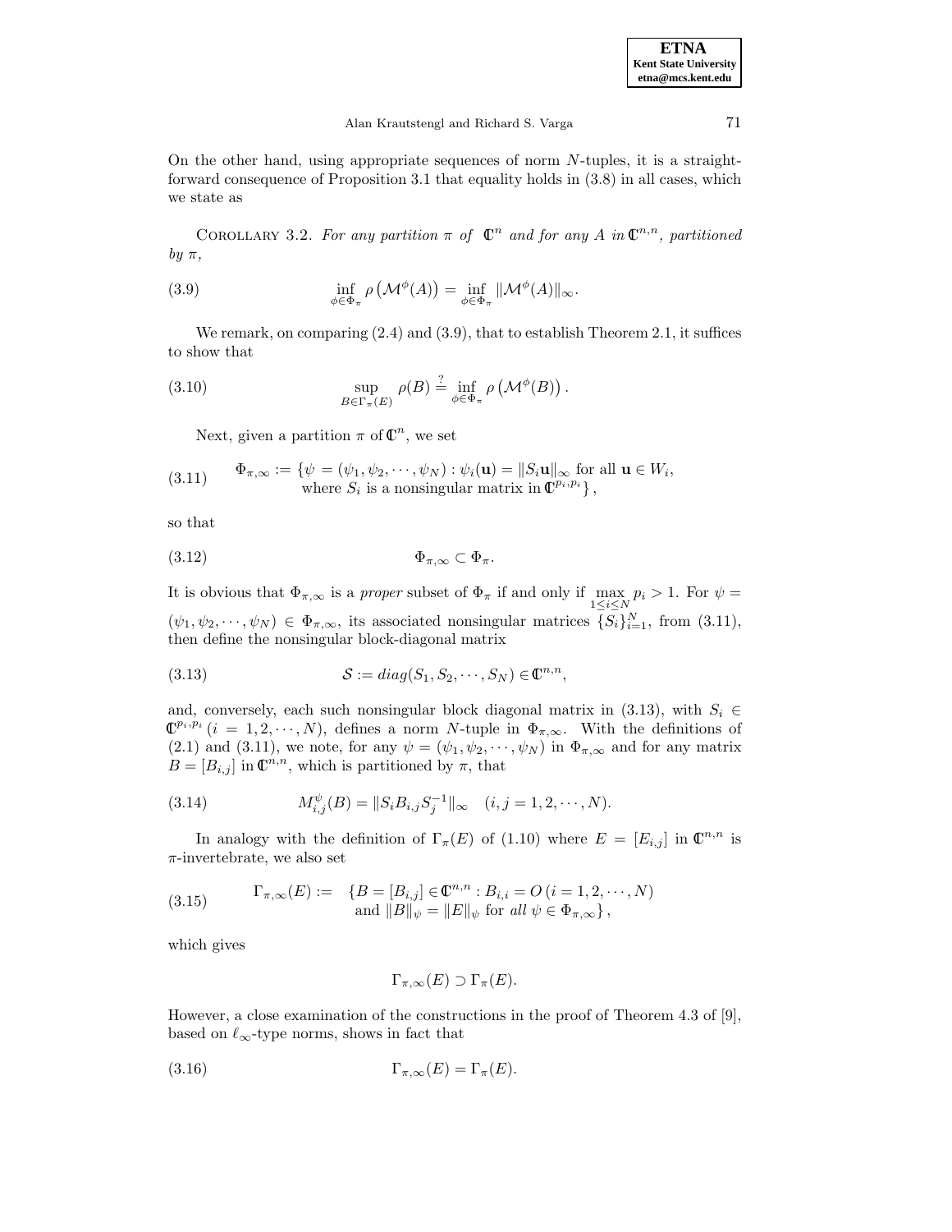On the other hand, using appropriate sequences of norm $N$-tuples, it is a straightforward consequence of Proposition 3.1 that equality holds in (3.8) in all cases, which we state as

COROLLARY 3.2. *For any partition $\pi$ of $\mathbb{C}^n$ and for any $A$ in $\mathbb{C}^{n,n}$, partitioned by $\pi$,*

$$\inf_{\phi \in \Phi_\pi} \rho\left(\mathcal{M}^\phi(A)\right) = \inf_{\phi \in \Phi_\pi} \|\mathcal{M}^\phi(A)\|_\infty. \tag{3.9}$$

We remark, on comparing (2.4) and (3.9), that to establish Theorem 2.1, it suffices to show that

$$\sup_{B \in \Gamma_\pi(E)} \rho(B) \stackrel{?}{=} \inf_{\phi \in \Phi_\pi} \rho\left(\mathcal{M}^\phi(B)\right). \tag{3.10}$$

Next, given a partition $\pi$ of $\mathbb{C}^n$, we set

$$\begin{array}{ll}\Phi_{\pi,\infty} := \{\psi = (\psi_1, \psi_2, \cdots, \psi_N) : \psi_i(\mathbf{u}) = \|S_i \mathbf{u}\|_\infty \text{ for all } \mathbf{u} \in W_i, \\ \qquad \text{where } S_i \text{ is a nonsingular matrix in } \mathbb{C}^{p_i,p_i}\},\end{array} \tag{3.11}$$

so that

$$\Phi_{\pi,\infty} \subset \Phi_\pi. \tag{3.12}$$

It is obvious that $\Phi_{\pi,\infty}$ is a *proper* subset of $\Phi_\pi$ if and only if $\max\limits_{1 \le i \le N} p_i > 1$. For $\psi = (\psi_1, \psi_2, \cdots, \psi_N) \in \Phi_{\pi,\infty}$, its associated nonsingular matrices $\{S_i\}_{i=1}^N$, from (3.11), then define the nonsingular block-diagonal matrix

$$\mathcal{S} := diag(S_1, S_2, \cdots, S_N) \in \mathbb{C}^{n,n}, \tag{3.13}$$

and, conversely, each such nonsingular block diagonal matrix in (3.13), with $S_i \in \mathbb{C}^{p_i,p_i}$ $(i = 1, 2, \cdots, N)$, defines a norm $N$-tuple in $\Phi_{\pi,\infty}$. With the definitions of (2.1) and (3.11), we note, for any $\psi = (\psi_1, \psi_2, \cdots, \psi_N)$ in $\Phi_{\pi,\infty}$ and for any matrix $B = [B_{i,j}]$ in $\mathbb{C}^{n,n}$, which is partitioned by $\pi$, that

$$M_{i,j}^\psi(B) = \|S_i B_{i,j} S_j^{-1}\|_\infty \quad (i, j = 1, 2, \cdots, N). \tag{3.14}$$

In analogy with the definition of $\Gamma_\pi(E)$ of (1.10) where $E = [E_{i,j}]$ in $\mathbb{C}^{n,n}$ is $\pi$-invertebrate, we also set

$$\begin{array}{ll}\Gamma_{\pi,\infty}(E) := & \{B = [B_{i,j}] \in \mathbb{C}^{n,n} : B_{i,i} = O \; (i = 1, 2, \cdots, N) \\ & \text{ and } \|B\|_\psi = \|E\|_\psi \text{ for } \textit{all } \psi \in \Phi_{\pi,\infty}\},\end{array} \tag{3.15}$$

which gives

$$\Gamma_{\pi,\infty}(E) \supset \Gamma_\pi(E).$$

However, a close examination of the constructions in the proof of Theorem 4.3 of [9], based on $\ell_\infty$-type norms, shows in fact that

$$\Gamma_{\pi,\infty}(E) = \Gamma_\pi(E). \tag{3.16}$$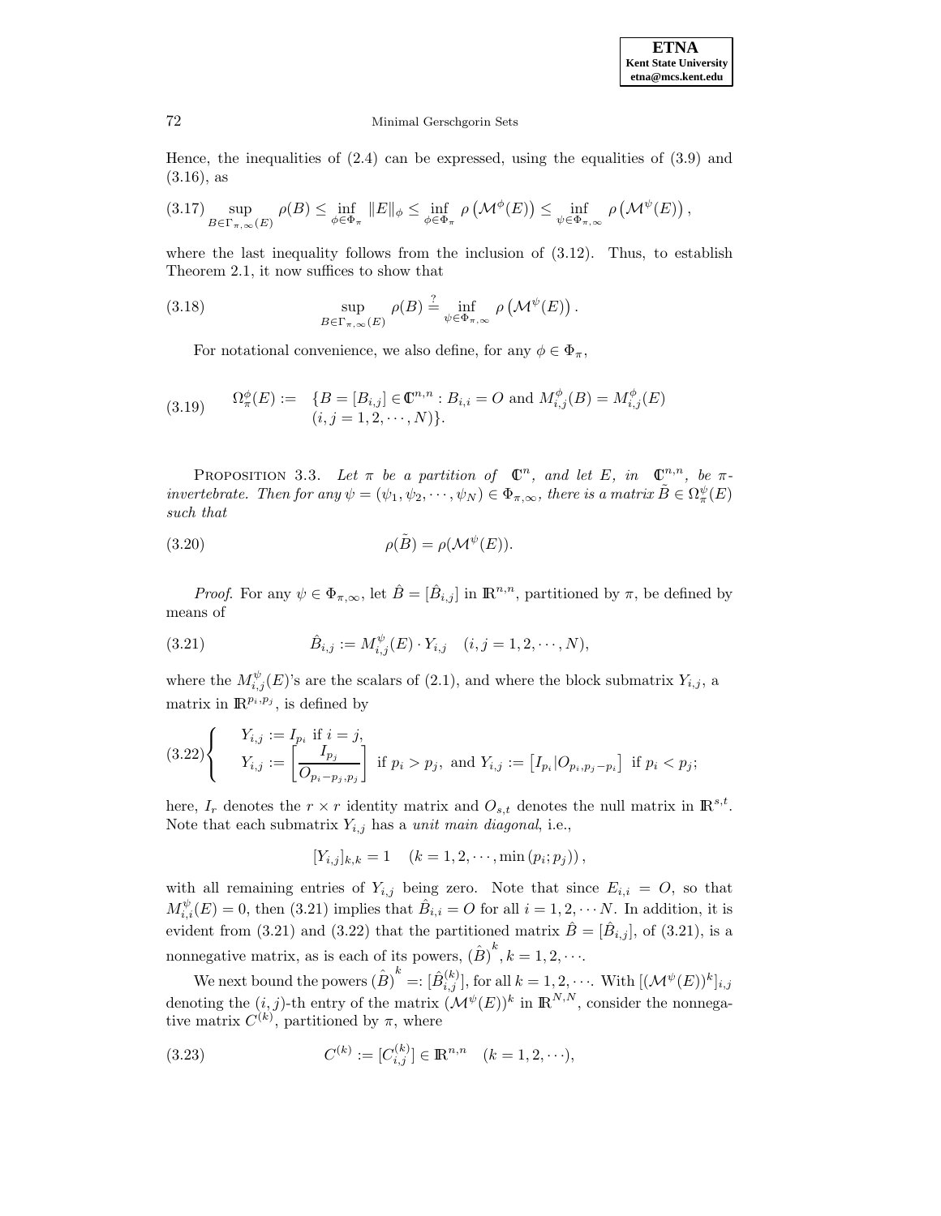Hence, the inequalities of (2.4) can be expressed, using the equalities of (3.9) and (3.16), as

$$
\sup_{B\in\Gamma_{\pi,\infty}(E)} \rho(B) \le \inf_{\phi\in\Phi_\pi} \|E\|_\phi \le \inf_{\phi\in\Phi_\pi} \rho\left(\mathcal{M}^\phi(E)\right) \le \inf_{\psi\in\Phi_{\pi,\infty}} \rho\left(\mathcal{M}^\psi(E)\right), \tag{3.17}
$$

where the last inequality follows from the inclusion of (3.12). Thus, to establish Theorem 2.1, it now suffices to show that

$$
\sup_{B\in\Gamma_{\pi,\infty}(E)} \rho(B) \stackrel{?}{=} \inf_{\psi\in\Phi_{\pi,\infty}} \rho\left(\mathcal{M}^\psi(E)\right). \tag{3.18}
$$

For notational convenience, we also define, for any $\phi \in \Phi_\pi$,

$$
\Omega_\pi^\phi(E) := \begin{array}{l} \{B = [B_{i,j}] \in \mathbb{C}^{n,n} : B_{i,i} = O \text{ and } M_{i,j}^\phi(B) = M_{i,j}^\phi(E) \\ (i,j = 1,2,\cdots,N)\}. \end{array} \tag{3.19}
$$

PROPOSITION 3.3. *Let $\pi$ be a partition of $\mathbb{C}^n$, and let $E$, in $\mathbb{C}^{n,n}$, be $\pi$-invertebrate. Then for any $\psi = (\psi_1, \psi_2, \cdots, \psi_N) \in \Phi_{\pi,\infty}$, there is a matrix $\tilde{B} \in \Omega_\pi^\psi(E)$ such that*

$$
\rho(\tilde{B}) = \rho(\mathcal{M}^\psi(E)). \tag{3.20}
$$

*Proof*. For any $\psi \in \Phi_{\pi,\infty}$, let $\hat{B} = [\hat{B}_{i,j}]$ in $\mathbb{R}^{n,n}$, partitioned by $\pi$, be defined by means of

$$
\hat{B}_{i,j} := M_{i,j}^\psi(E) \cdot Y_{i,j} \quad (i,j = 1,2,\cdots,N), \tag{3.21}
$$

where the $M_{i,j}^\psi(E)$'s are the scalars of (2.1), and where the block submatrix $Y_{i,j}$, a matrix in $\mathbb{R}^{p_i,p_j}$, is defined by

$$
\begin{cases} Y_{i,j} := I_{p_i} \text{ if } i = j, \\ Y_{i,j} := \left[\dfrac{I_{p_j}}{O_{p_i-p_j,p_j}}\right] \text{ if } p_i > p_j, \text{ and } Y_{i,j} := \left[I_{p_i} | O_{p_i,p_j-p_i}\right] \text{ if } p_i < p_j; \end{cases} \tag{3.22}
$$

here, $I_r$ denotes the $r \times r$ identity matrix and $O_{s,t}$ denotes the null matrix in $\mathbb{R}^{s,t}$. Note that each submatrix $Y_{i,j}$ has a *unit main diagonal*, i.e.,

$$
[Y_{i,j}]_{k,k} = 1 \quad (k = 1,2,\cdots,\min(p_i;p_j)),
$$

with all remaining entries of $Y_{i,j}$ being zero. Note that since $E_{i,i} = O$, so that $M_{i,i}^\psi(E) = 0$, then (3.21) implies that $\hat{B}_{i,i} = O$ for all $i = 1,2,\cdots N$. In addition, it is evident from (3.21) and (3.22) that the partitioned matrix $\hat{B} = [\hat{B}_{i,j}]$, of (3.21), is a nonnegative matrix, as is each of its powers, $(\hat{B})^k, k = 1,2,\cdots$.

We next bound the powers $(\hat{B})^k =: [\hat{B}_{i,j}^{(k)}]$, for all $k = 1,2,\cdots$. With $[(\mathcal{M}^\psi(E))^k]_{i,j}$ denoting the $(i,j)$-th entry of the matrix $(\mathcal{M}^\psi(E))^k$ in $\mathbb{R}^{N,N}$, consider the nonnegative matrix $C^{(k)}$, partitioned by $\pi$, where

$$
C^{(k)} := [C_{i,j}^{(k)}] \in \mathbb{R}^{n,n} \quad (k = 1,2,\cdots), \tag{3.23}
$$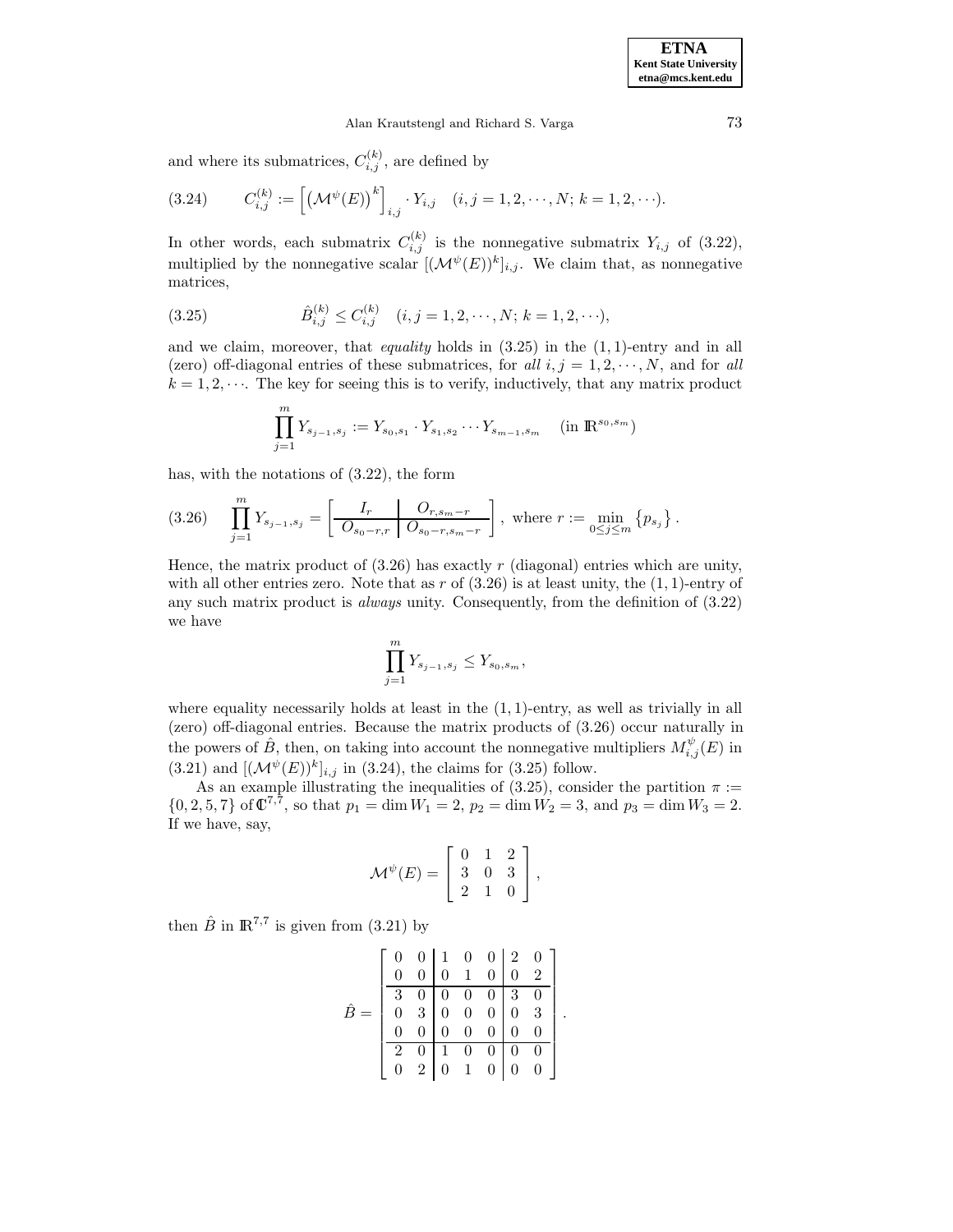and where its submatrices, $C_{i,j}^{(k)}$, are defined by

$$
C_{i,j}^{(k)} := \left[ \left( \mathcal{M}^{\psi}(E) \right)^k \right]_{i,j} \cdot Y_{i,j} \quad (i,j = 1,2,\cdots,N;\ k = 1,2,\cdots). \tag{3.24}
$$

In other words, each submatrix $C_{i,j}^{(k)}$ is the nonnegative submatrix $Y_{i,j}$ of (3.22), multiplied by the nonnegative scalar $[(\mathcal{M}^{\psi}(E))^k]_{i,j}$. We claim that, as nonnegative matrices,

$$
\hat{B}_{i,j}^{(k)} \leq C_{i,j}^{(k)} \quad (i,j = 1,2,\cdots,N;\ k = 1,2,\cdots), \tag{3.25}
$$

and we claim, moreover, that *equality* holds in (3.25) in the $(1,1)$-entry and in all (zero) off-diagonal entries of these submatrices, for *all* $i,j = 1,2,\cdots,N$, and for *all* $k = 1,2,\cdots$. The key for seeing this is to verify, inductively, that any matrix product

$$
\prod_{j=1}^{m} Y_{s_{j-1},s_j} := Y_{s_0,s_1} \cdot Y_{s_1,s_2} \cdots Y_{s_{m-1},s_m} \quad (\text{in } \mathbb{R}^{s_0,s_m})
$$

has, with the notations of (3.22), the form

$$
\prod_{j=1}^{m} Y_{s_{j-1},s_j} = \left[ \begin{array}{c|c} I_r & O_{r,s_m-r} \\ \hline O_{s_0-r,r} & O_{s_0-r,s_m-r} \end{array} \right], \text{ where } r := \min_{0 \leq j \leq m} \left\{ p_{s_j} \right\}. \tag{3.26}
$$

Hence, the matrix product of (3.26) has exactly $r$ (diagonal) entries which are unity, with all other entries zero. Note that as $r$ of (3.26) is at least unity, the $(1,1)$-entry of any such matrix product is *always* unity. Consequently, from the definition of (3.22) we have

$$
\prod_{j=1}^{m} Y_{s_{j-1},s_j} \leq Y_{s_0,s_m},
$$

where equality necessarily holds at least in the $(1,1)$-entry, as well as trivially in all (zero) off-diagonal entries. Because the matrix products of (3.26) occur naturally in the powers of $\hat{B}$, then, on taking into account the nonnegative multipliers $M_{i,j}^{\psi}(E)$ in (3.21) and $[(\mathcal{M}^{\psi}(E))^k]_{i,j}$ in (3.24), the claims for (3.25) follow.

As an example illustrating the inequalities of (3.25), consider the partition $\pi := \{0,2,5,7\}$ of $\mathbb{C}^{7,7}$, so that $p_1 = \dim W_1 = 2$, $p_2 = \dim W_2 = 3$, and $p_3 = \dim W_3 = 2$. If we have, say,

$$
\mathcal{M}^{\psi}(E) = \left[ \begin{array}{ccc} 0 & 1 & 2 \\ 3 & 0 & 3 \\ 2 & 1 & 0 \end{array} \right],
$$

then $\hat{B}$ in $\mathbb{R}^{7,7}$ is given from (3.21) by

$$
\hat{B} = \left[ \begin{array}{cc|ccc|cc}
0 & 0 & 1 & 0 & 0 & 2 & 0 \\
0 & 0 & 0 & 1 & 0 & 0 & 2 \\
\hline
3 & 0 & 0 & 0 & 0 & 3 & 0 \\
0 & 3 & 0 & 0 & 0 & 0 & 3 \\
0 & 0 & 0 & 0 & 0 & 0 & 0 \\
\hline
2 & 0 & 1 & 0 & 0 & 0 & 0 \\
0 & 2 & 0 & 1 & 0 & 0 & 0
\end{array} \right].
$$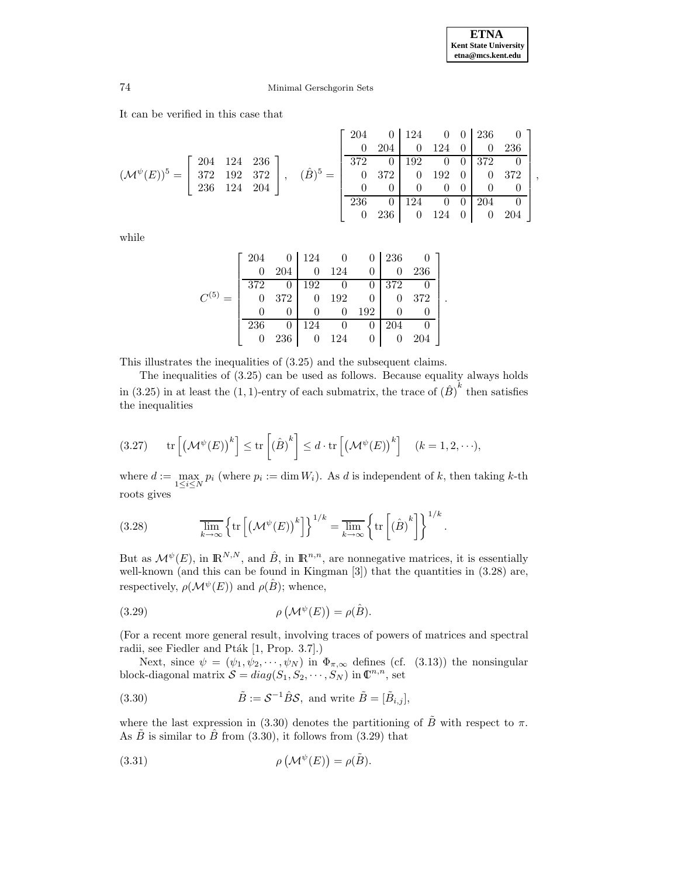It can be verified in this case that

$$
(\mathcal{M}^{\psi}(E))^5 = \begin{bmatrix} 204 & 124 & 236 \\ 372 & 192 & 372 \\ 236 & 124 & 204 \end{bmatrix}, \quad (\hat{B})^5 = \left[\begin{array}{cc|ccc|cc} 204 & 0 & 124 & 0 & 0 & 236 & 0 \\ 0 & 204 & 0 & 124 & 0 & 0 & 236 \\ \hline 372 & 0 & 192 & 0 & 0 & 372 & 0 \\ 0 & 372 & 0 & 192 & 0 & 0 & 372 \\ 0 & 0 & 0 & 0 & 0 & 0 & 0 \\ \hline 236 & 0 & 124 & 0 & 0 & 204 & 0 \\ 0 & 236 & 0 & 124 & 0 & 0 & 204 \end{array}\right],
$$

while

$$
C^{(5)} = \left[\begin{array}{cc|ccc|cc} 204 & 0 & 124 & 0 & 0 & 236 & 0 \\ 0 & 204 & 0 & 124 & 0 & 0 & 236 \\ \hline 372 & 0 & 192 & 0 & 0 & 372 & 0 \\ 0 & 372 & 0 & 192 & 0 & 0 & 372 \\ 0 & 0 & 0 & 0 & 192 & 0 & 0 \\ \hline 236 & 0 & 124 & 0 & 0 & 204 & 0 \\ 0 & 236 & 0 & 124 & 0 & 0 & 204 \end{array}\right].
$$

This illustrates the inequalities of (3.25) and the subsequent claims.

The inequalities of (3.25) can be used as follows. Because equality always holds in (3.25) in at least the $(1,1)$-entry of each submatrix, the trace of $(\hat{B})^k$ then satisfies the inequalities

$$
\text{(3.27)} \qquad \mathrm{tr}\left[\left(\mathcal{M}^{\psi}(E)\right)^k\right] \leq \mathrm{tr}\left[(\hat{B})^k\right] \leq d \cdot \mathrm{tr}\left[\left(\mathcal{M}^{\psi}(E)\right)^k\right] \quad (k = 1, 2, \cdots),
$$

where $d := \max_{1 \leq i \leq N} p_i$ (where $p_i := \dim W_i$). As $d$ is independent of $k$, then taking $k$-th roots gives

$$
\text{(3.28)} \qquad \overline{\lim_{k\to\infty}} \left\{ \mathrm{tr}\left[\left(\mathcal{M}^{\psi}(E)\right)^k\right]\right\}^{1/k} = \overline{\lim_{k\to\infty}} \left\{ \mathrm{tr}\left[(\hat{B})^k\right]\right\}^{1/k}.
$$

But as $\mathcal{M}^{\psi}(E)$, in $\mathbb{R}^{N,N}$, and $\hat{B}$, in $\mathbb{R}^{n,n}$, are nonnegative matrices, it is essentially well-known (and this can be found in Kingman [3]) that the quantities in (3.28) are, respectively, $\rho(\mathcal{M}^{\psi}(E))$ and $\rho(\hat{B})$; whence,

$$
\text{(3.29)} \qquad \rho\left(\mathcal{M}^{\psi}(E)\right) = \rho(\hat{B}).
$$

(For a recent more general result, involving traces of powers of matrices and spectral radii, see Fiedler and Pták [1, Prop. 3.7].)

Next, since $\psi = (\psi_1, \psi_2, \cdots, \psi_N)$ in $\Phi_{\pi,\infty}$ defines (cf. (3.13)) the nonsingular block-diagonal matrix $\mathcal{S} = diag(S_1, S_2, \cdots, S_N)$ in $\mathbb{C}^{n,n}$, set

$$
\text{(3.30)} \qquad \tilde{B} := \mathcal{S}^{-1}\hat{B}\mathcal{S}, \text{ and write } \tilde{B} = [\tilde{B}_{i,j}],
$$

where the last expression in (3.30) denotes the partitioning of $\tilde{B}$ with respect to $\pi$. As $\tilde{B}$ is similar to $\hat{B}$ from (3.30), it follows from (3.29) that

$$
\text{(3.31)} \qquad \rho\left(\mathcal{M}^{\psi}(E)\right) = \rho(\tilde{B}).
$$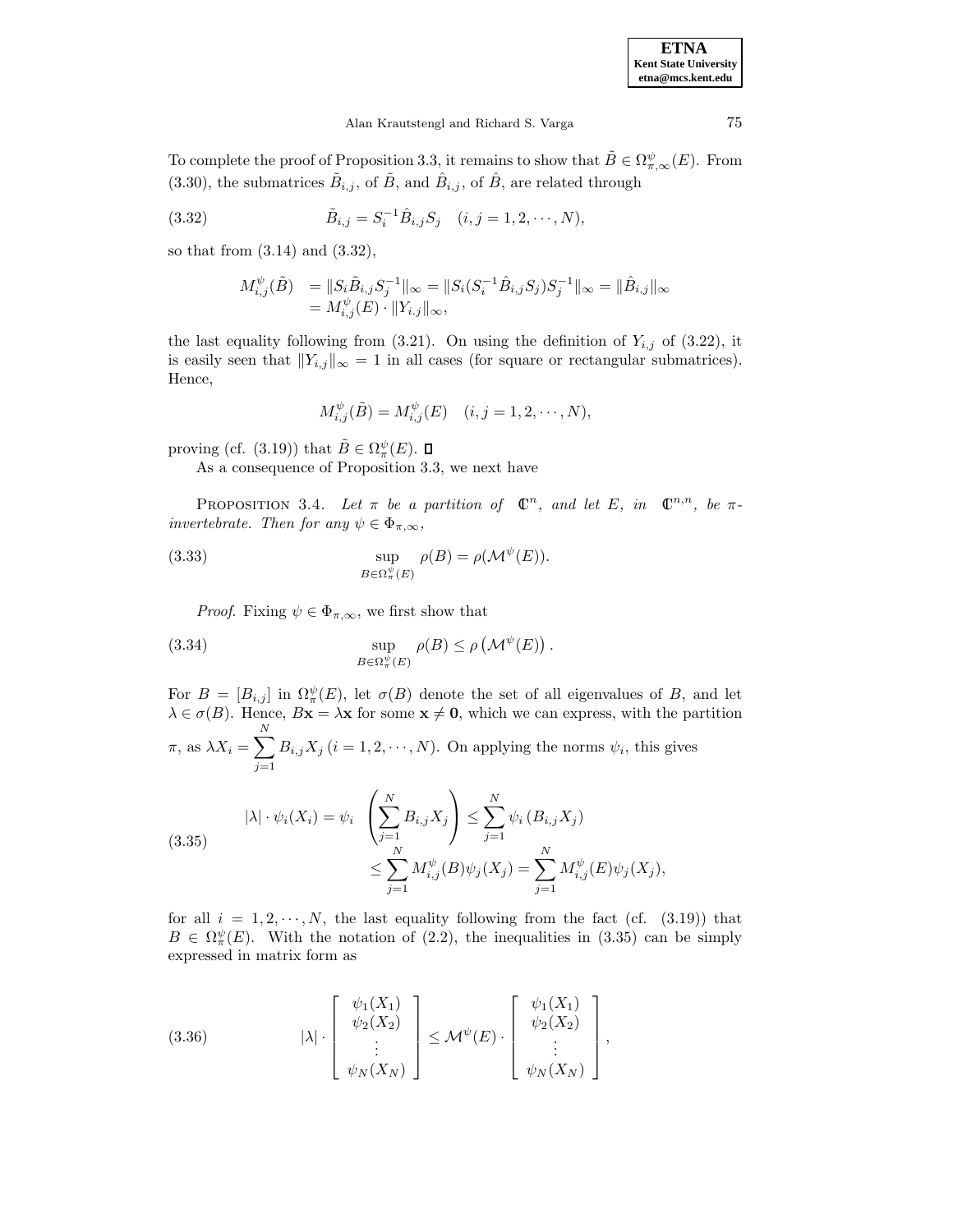To complete the proof of Proposition 3.3, it remains to show that $\tilde{B} \in \Omega^{\psi}_{\pi,\infty}(E)$. From (3.30), the submatrices $\tilde{B}_{i,j}$, of $\tilde{B}$, and $\hat{B}_{i,j}$, of $\hat{B}$, are related through

$$\tilde{B}_{i,j} = S_i^{-1} \hat{B}_{i,j} S_j \quad (i,j = 1,2,\cdots,N), \tag{3.32}$$

so that from (3.14) and (3.32),

$$\begin{aligned} M^{\psi}_{i,j}(\tilde{B}) &= \|S_i \tilde{B}_{i,j} S_j^{-1}\|_\infty = \|S_i(S_i^{-1}\hat{B}_{i,j}S_j)S_j^{-1}\|_\infty = \|\hat{B}_{i,j}\|_\infty \\ &= M^{\psi}_{i,j}(E) \cdot \|Y_{i.j}\|_\infty, \end{aligned}$$

the last equality following from (3.21). On using the definition of $Y_{i,j}$ of (3.22), it is easily seen that $\|Y_{i,j}\|_\infty = 1$ in all cases (for square or rectangular submatrices). Hence,

$$M^{\psi}_{i,j}(\tilde{B}) = M^{\psi}_{i,j}(E) \quad (i,j = 1,2,\cdots,N),$$

proving (cf. (3.19)) that $\tilde{B} \in \Omega^{\psi}_{\pi}(E)$. ◻

As a consequence of Proposition 3.3, we next have

PROPOSITION 3.4. *Let $\pi$ be a partition of $\mathbb{C}^n$, and let $E$, in $\mathbb{C}^{n,n}$, be $\pi$-invertebrate. Then for any $\psi \in \Phi_{\pi,\infty}$,*

$$\sup_{B \in \Omega^{\psi}_{\pi}(E)} \rho(B) = \rho(\mathcal{M}^{\psi}(E)). \tag{3.33}$$

*Proof.* Fixing $\psi \in \Phi_{\pi,\infty}$, we first show that

$$\sup_{B \in \Omega^{\psi}_{\pi}(E)} \rho(B) \leq \rho\left(\mathcal{M}^{\psi}(E)\right). \tag{3.34}$$

For $B = [B_{i,j}]$ in $\Omega^{\psi}_{\pi}(E)$, let $\sigma(B)$ denote the set of all eigenvalues of $B$, and let $\lambda \in \sigma(B)$. Hence, $B\mathbf{x} = \lambda \mathbf{x}$ for some $\mathbf{x} \neq \mathbf{0}$, which we can express, with the partition $\pi$, as $\lambda X_i = \sum_{j=1}^{N} B_{i,j} X_j$ $(i = 1,2,\cdots,N)$. On applying the norms $\psi_i$, this gives

$$\begin{aligned} |\lambda| \cdot \psi_i(X_i) = \psi_i \left( \sum_{j=1}^{N} B_{i,j} X_j \right) &\leq \sum_{j=1}^{N} \psi_i\left(B_{i,j} X_j\right) \\ &\leq \sum_{j=1}^{N} M^{\psi}_{i,j}(B) \psi_j(X_j) = \sum_{j=1}^{N} M^{\psi}_{i,j}(E) \psi_j(X_j), \end{aligned} \tag{3.35}$$

for all $i = 1,2,\cdots,N$, the last equality following from the fact (cf. (3.19)) that $B \in \Omega^{\psi}_{\pi}(E)$. With the notation of (2.2), the inequalities in (3.35) can be simply expressed in matrix form as

$$|\lambda| \cdot \begin{bmatrix} \psi_1(X_1) \\ \psi_2(X_2) \\ \vdots \\ \psi_N(X_N) \end{bmatrix} \leq \mathcal{M}^{\psi}(E) \cdot \begin{bmatrix} \psi_1(X_1) \\ \psi_2(X_2) \\ \vdots \\ \psi_N(X_N) \end{bmatrix}, \tag{3.36}$$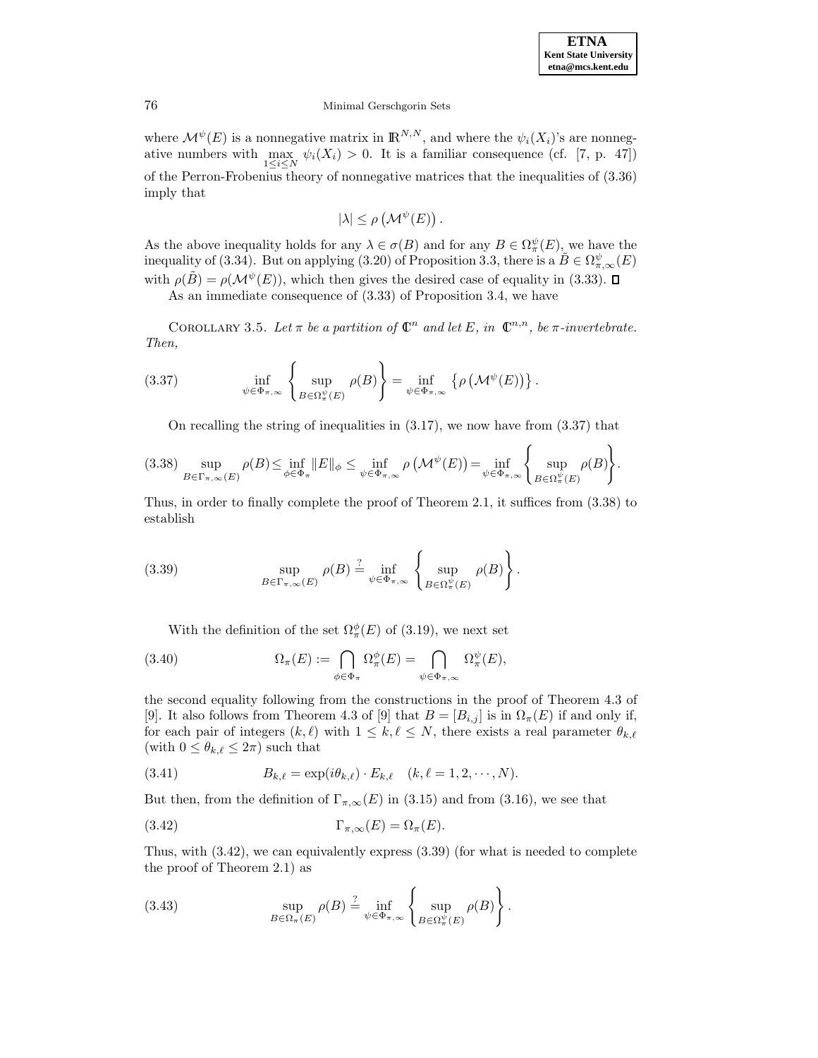where $\mathcal{M}^{\psi}(E)$ is a nonnegative matrix in $\mathbb{R}^{N,N}$, and where the $\psi_i(X_i)$'s are nonnegative numbers with $\max_{1\leq i \leq N} \psi_i(X_i) > 0$. It is a familiar consequence (cf. [7, p. 47]) of the Perron-Frobenius theory of nonnegative matrices that the inequalities of (3.36) imply that

$$|\lambda| \leq \rho\left(\mathcal{M}^{\psi}(E)\right).$$

As the above inequality holds for any $\lambda \in \sigma(B)$ and for any $B \in \Omega_{\pi}^{\psi}(E)$, we have the inequality of (3.34). But on applying (3.20) of Proposition 3.3, there is a $\tilde{B} \in \Omega_{\pi,\infty}^{\psi}(E)$ with $\rho(\tilde{B}) = \rho(\mathcal{M}^{\psi}(E))$, which then gives the desired case of equality in (3.33). ◻

As an immediate consequence of (3.33) of Proposition 3.4, we have

Corollary 3.5. *Let $\pi$ be a partition of $\mathbb{C}^n$ and let $E$, in $\mathbb{C}^{n,n}$, be $\pi$-invertebrate. Then,*

$$\inf_{\psi \in \Phi_{\pi,\infty}} \left\{ \sup_{B \in \Omega_{\pi}^{\psi}(E)} \rho(B) \right\} = \inf_{\psi \in \Phi_{\pi,\infty}} \left\{ \rho\left(\mathcal{M}^{\psi}(E)\right) \right\}. \tag{3.37}$$

On recalling the string of inequalities in (3.17), we now have from (3.37) that

$$\sup_{B \in \Gamma_{\pi,\infty}(E)} \rho(B) \leq \inf_{\phi \in \Phi_{\pi}} \|E\|_{\phi} \leq \inf_{\psi \in \Phi_{\pi,\infty}} \rho\left(\mathcal{M}^{\psi}(E)\right) = \inf_{\psi \in \Phi_{\pi,\infty}} \left\{ \sup_{B \in \Omega_{\pi}^{\psi}(E)} \rho(B) \right\}. \tag{3.38}$$

Thus, in order to finally complete the proof of Theorem 2.1, it suffices from (3.38) to establish

$$\sup_{B \in \Gamma_{\pi,\infty}(E)} \rho(B) \stackrel{?}{=} \inf_{\psi \in \Phi_{\pi,\infty}} \left\{ \sup_{B \in \Omega_{\pi}^{\psi}(E)} \rho(B) \right\}. \tag{3.39}$$

With the definition of the set $\Omega_{\pi}^{\phi}(E)$ of (3.19), we next set

$$\Omega_{\pi}(E) := \bigcap_{\phi \in \Phi_{\pi}} \Omega_{\pi}^{\phi}(E) = \bigcap_{\psi \in \Phi_{\pi,\infty}} \Omega_{\pi}^{\psi}(E), \tag{3.40}$$

the second equality following from the constructions in the proof of Theorem 4.3 of [9]. It also follows from Theorem 4.3 of [9] that $B = [B_{i,j}]$ is in $\Omega_{\pi}(E)$ if and only if, for each pair of integers $(k, \ell)$ with $1 \leq k, \ell \leq N$, there exists a real parameter $\theta_{k,\ell}$ (with $0 \leq \theta_{k,\ell} \leq 2\pi$) such that

$$B_{k,\ell} = \exp(i\theta_{k,\ell}) \cdot E_{k,\ell} \quad (k, \ell = 1, 2, \cdots, N). \tag{3.41}$$

But then, from the definition of $\Gamma_{\pi,\infty}(E)$ in (3.15) and from (3.16), we see that

$$\Gamma_{\pi,\infty}(E) = \Omega_{\pi}(E). \tag{3.42}$$

Thus, with (3.42), we can equivalently express (3.39) (for what is needed to complete the proof of Theorem 2.1) as

$$\sup_{B \in \Omega_{\pi}(E)} \rho(B) \stackrel{?}{=} \inf_{\psi \in \Phi_{\pi,\infty}} \left\{ \sup_{B \in \Omega_{\pi}^{\psi}(E)} \rho(B) \right\}. \tag{3.43}$$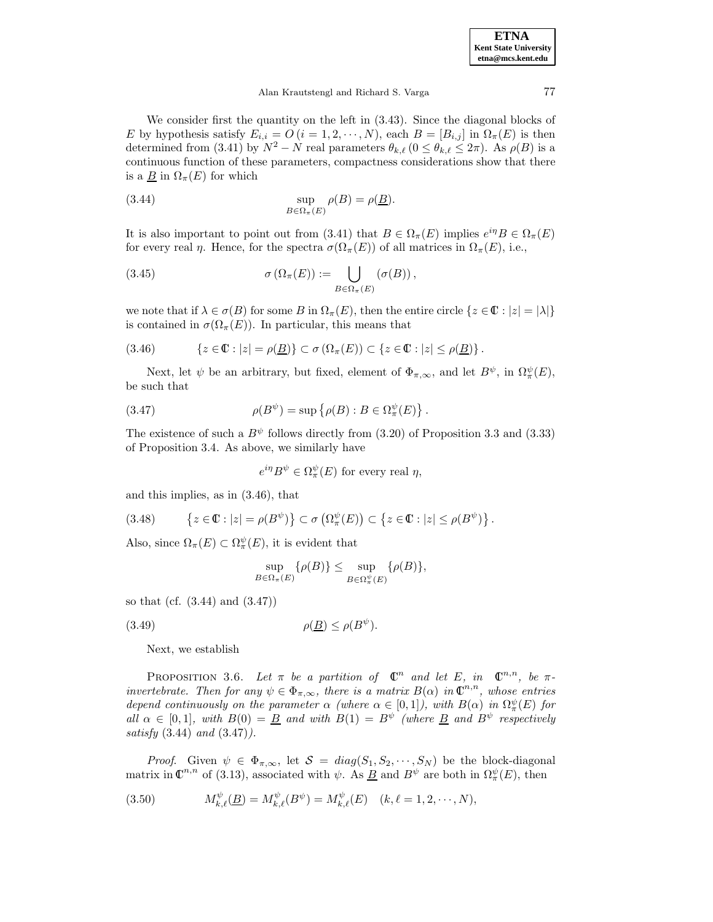We consider first the quantity on the left in (3.43). Since the diagonal blocks of $E$ by hypothesis satisfy $E_{i,i} = O\,(i = 1, 2, \cdots, N)$, each $B = [B_{i,j}]$ in $\Omega_\pi(E)$ is then determined from (3.41) by $N^2 - N$ real parameters $\theta_{k,\ell}\,(0 \leq \theta_{k,\ell} \leq 2\pi)$. As $\rho(B)$ is a continuous function of these parameters, compactness considerations show that there is a $\underline{B}$ in $\Omega_\pi(E)$ for which

$$\sup_{B \in \Omega_\pi(E)} \rho(B) = \rho(\underline{B}). \tag{3.44}$$

It is also important to point out from (3.41) that $B \in \Omega_\pi(E)$ implies $e^{i\eta}B \in \Omega_\pi(E)$ for every real $\eta$. Hence, for the spectra $\sigma(\Omega_\pi(E))$ of all matrices in $\Omega_\pi(E)$, i.e.,

$$\sigma\left(\Omega_\pi(E)\right) := \bigcup_{B \in \Omega_\pi(E)} \left(\sigma(B)\right), \tag{3.45}$$

we note that if $\lambda \in \sigma(B)$ for some $B$ in $\Omega_\pi(E)$, then the entire circle $\{z \in \mathbb{C} : |z| = |\lambda|\}$ is contained in $\sigma(\Omega_\pi(E))$. In particular, this means that

$$\{z \in \mathbb{C} : |z| = \rho(\underline{B})\} \subset \sigma\left(\Omega_\pi(E)\right) \subset \{z \in \mathbb{C} : |z| \leq \rho(\underline{B})\}. \tag{3.46}$$

Next, let $\psi$ be an arbitrary, but fixed, element of $\Phi_{\pi,\infty}$, and let $B^\psi$, in $\Omega_\pi^\psi(E)$, be such that

$$\rho(B^\psi) = \sup\left\{\rho(B) : B \in \Omega_\pi^\psi(E)\right\}. \tag{3.47}$$

The existence of such a $B^\psi$ follows directly from (3.20) of Proposition 3.3 and (3.33) of Proposition 3.4. As above, we similarly have

$$e^{i\eta}B^\psi \in \Omega_\pi^\psi(E) \text{ for every real } \eta,$$

and this implies, as in (3.46), that

$$\left\{z \in \mathbb{C} : |z| = \rho(B^\psi)\right\} \subset \sigma\left(\Omega_\pi^\psi(E)\right) \subset \left\{z \in \mathbb{C} : |z| \leq \rho(B^\psi)\right\}. \tag{3.48}$$

Also, since $\Omega_\pi(E) \subset \Omega_\pi^\psi(E)$, it is evident that

$$\sup_{B \in \Omega_\pi(E)} \{\rho(B)\} \leq \sup_{B \in \Omega_\pi^\psi(E)} \{\rho(B)\},$$

so that (cf. (3.44) and (3.47))

$$\rho(\underline{B}) \leq \rho(B^\psi). \tag{3.49}$$

Next, we establish

Proposition 3.6. *Let $\pi$ be a partition of $\mathbb{C}^n$ and let $E$, in $\mathbb{C}^{n,n}$, be $\pi$-invertebrate. Then for any $\psi \in \Phi_{\pi,\infty}$, there is a matrix $B(\alpha)$ in $\mathbb{C}^{n,n}$, whose entries depend continuously on the parameter $\alpha$ (where $\alpha \in [0,1]$), with $B(\alpha)$ in $\Omega_\pi^\psi(E)$ for all $\alpha \in [0,1]$, with $B(0) = \underline{B}$ and with $B(1) = B^\psi$ (where $\underline{B}$ and $B^\psi$ respectively satisfy* (3.44) *and* (3.47)*).*

*Proof.* Given $\psi \in \Phi_{\pi,\infty}$, let $\mathcal{S} = diag(S_1, S_2, \cdots, S_N)$ be the block-diagonal matrix in $\mathbb{C}^{n,n}$ of (3.13), associated with $\psi$. As $\underline{B}$ and $B^\psi$ are both in $\Omega_\pi^\psi(E)$, then

$$M_{k,\ell}^\psi(\underline{B}) = M_{k,\ell}^\psi(B^\psi) = M_{k,\ell}^\psi(E) \quad (k, \ell = 1, 2, \cdots, N), \tag{3.50}$$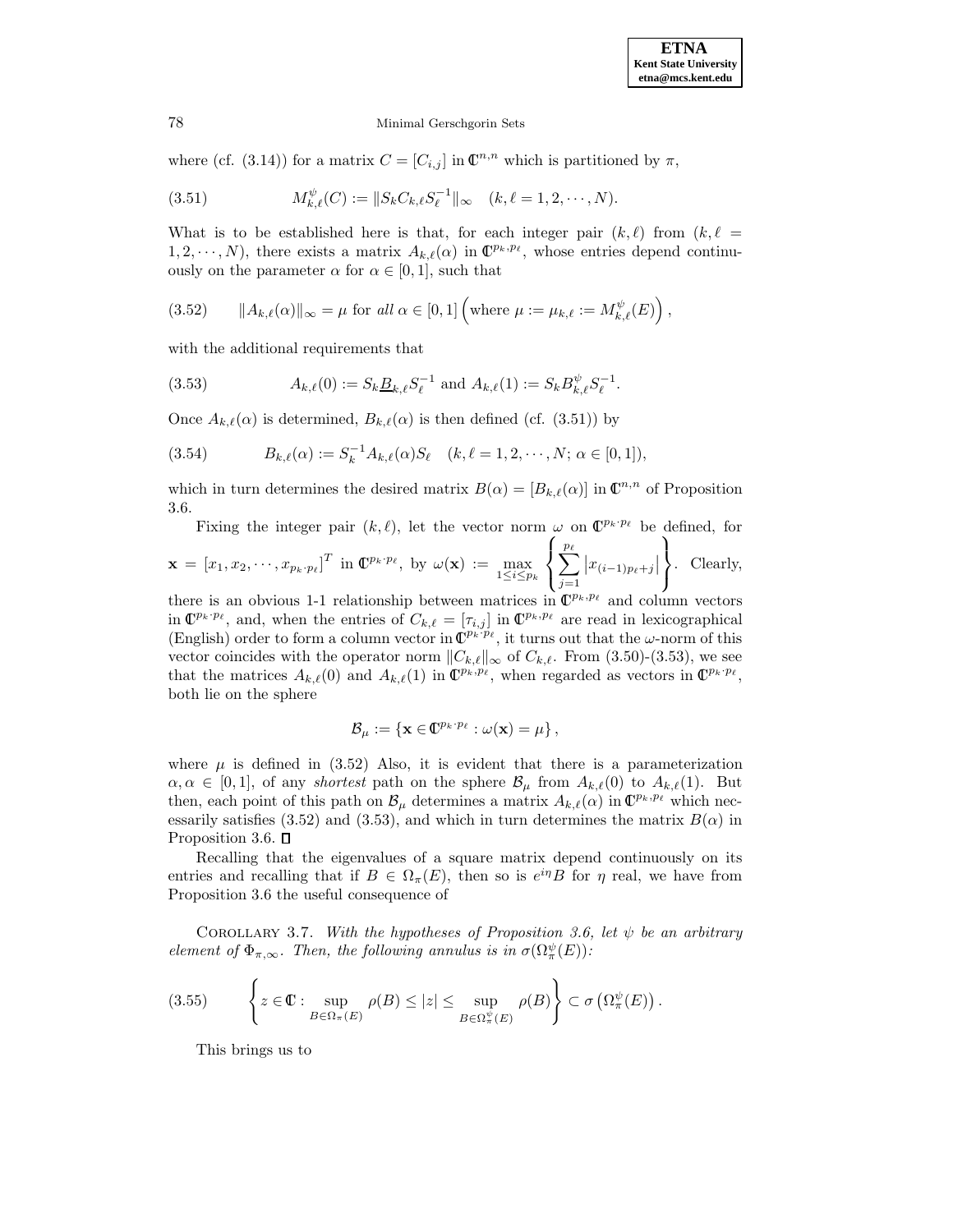where (cf. (3.14)) for a matrix $C = [C_{i,j}]$ in $\mathbb{C}^{n,n}$ which is partitioned by $\pi$,

$$M_{k,\ell}^{\psi}(C) := \|S_k C_{k,\ell} S_\ell^{-1}\|_\infty \quad (k, \ell = 1, 2, \cdots, N). \tag{3.51}$$

What is to be established here is that, for each integer pair $(k, \ell)$ from $(k, \ell = 1, 2, \cdots, N)$, there exists a matrix $A_{k,\ell}(\alpha)$ in $\mathbb{C}^{p_k, p_\ell}$, whose entries depend continuously on the parameter $\alpha$ for $\alpha \in [0, 1]$, such that

$$\|A_{k,\ell}(\alpha)\|_\infty = \mu \text{ for } \textit{all } \alpha \in [0,1] \left(\text{where } \mu := \mu_{k,\ell} := M_{k,\ell}^{\psi}(E)\right), \tag{3.52}$$

with the additional requirements that

$$A_{k,\ell}(0) := S_k \underline{B}_{k,\ell} S_\ell^{-1} \text{ and } A_{k,\ell}(1) := S_k B_{k,\ell}^{\psi} S_\ell^{-1}. \tag{3.53}$$

Once $A_{k,\ell}(\alpha)$ is determined, $B_{k,\ell}(\alpha)$ is then defined (cf. (3.51)) by

$$B_{k,\ell}(\alpha) := S_k^{-1} A_{k,\ell}(\alpha) S_\ell \quad (k, \ell = 1, 2, \cdots, N; \, \alpha \in [0, 1]), \tag{3.54}$$

which in turn determines the desired matrix $B(\alpha) = [B_{k,\ell}(\alpha)]$ in $\mathbb{C}^{n,n}$ of Proposition 3.6.

Fixing the integer pair $(k, \ell)$, let the vector norm $\omega$ on $\mathbb{C}^{p_k \cdot p_\ell}$ be defined, for $\mathbf{x} = [x_1, x_2, \cdots, x_{p_k \cdot p_\ell}]^T$ in $\mathbb{C}^{p_k \cdot p_\ell}$, by $\omega(\mathbf{x}) := \max\limits_{1 \leq i \leq p_k} \left\{ \sum_{j=1}^{p_\ell} \left| x_{(i-1)p_\ell + j} \right| \right\}$. Clearly, there is an obvious 1-1 relationship between matrices in $\mathbb{C}^{p_k, p_\ell}$ and column vectors in $\mathbb{C}^{p_k \cdot p_\ell}$, and, when the entries of $C_{k,\ell} = [\tau_{i,j}]$ in $\mathbb{C}^{p_k, p_\ell}$ are read in lexicographical (English) order to form a column vector in $\mathbb{C}^{p_k \cdot p_\ell}$, it turns out that the $\omega$-norm of this vector coincides with the operator norm $\|C_{k,\ell}\|_\infty$ of $C_{k,\ell}$. From (3.50)-(3.53), we see that the matrices $A_{k,\ell}(0)$ and $A_{k,\ell}(1)$ in $\mathbb{C}^{p_k, p_\ell}$, when regarded as vectors in $\mathbb{C}^{p_k \cdot p_\ell}$, both lie on the sphere

$$\mathcal{B}_\mu := \left\{ \mathbf{x} \in \mathbb{C}^{p_k \cdot p_\ell} : \omega(\mathbf{x}) = \mu \right\},$$

where $\mu$ is defined in (3.52) Also, it is evident that there is a parameterization $\alpha, \alpha \in [0, 1]$, of any *shortest* path on the sphere $\mathcal{B}_\mu$ from $A_{k,\ell}(0)$ to $A_{k,\ell}(1)$. But then, each point of this path on $\mathcal{B}_\mu$ determines a matrix $A_{k,\ell}(\alpha)$ in $\mathbb{C}^{p_k, p_\ell}$ which necessarily satisfies (3.52) and (3.53), and which in turn determines the matrix $B(\alpha)$ in Proposition 3.6. $\square$

Recalling that the eigenvalues of a square matrix depend continuously on its entries and recalling that if $B \in \Omega_\pi(E)$, then so is $e^{i\eta} B$ for $\eta$ real, we have from Proposition 3.6 the useful consequence of

Corollary 3.7. *With the hypotheses of Proposition 3.6, let $\psi$ be an arbitrary element of $\Phi_{\pi,\infty}$. Then, the following annulus is in $\sigma(\Omega_\pi^{\psi}(E))$:*

$$\left\{ z \in \mathbb{C} : \sup_{B \in \Omega_\pi(E)} \rho(B) \leq |z| \leq \sup_{B \in \Omega_\pi^{\psi}(E)} \rho(B) \right\} \subset \sigma\left(\Omega_\pi^{\psi}(E)\right). \tag{3.55}$$

This brings us to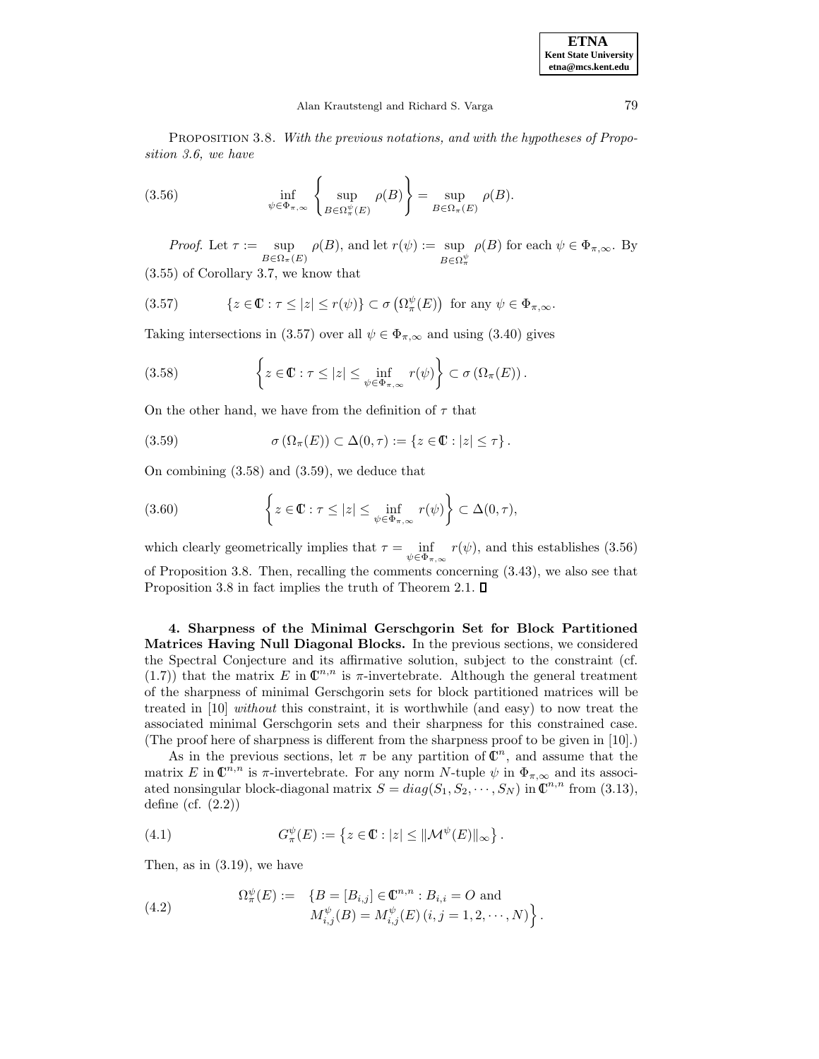PROPOSITION 3.8. *With the previous notations, and with the hypotheses of Proposition 3.6, we have*

$$\inf_{\psi \in \Phi_{\pi,\infty}} \left\{ \sup_{B \in \Omega_\pi^\psi(E)} \rho(B) \right\} = \sup_{B \in \Omega_\pi(E)} \rho(B). \tag{3.56}$$

*Proof.* Let $\tau := \sup_{B \in \Omega_\pi(E)} \rho(B)$, and let $r(\psi) := \sup_{B \in \Omega_\pi^\psi} \rho(B)$ for each $\psi \in \Phi_{\pi,\infty}$. By (3.55) of Corollary 3.7, we know that

$$\{z \in \mathbb{C} : \tau \leq |z| \leq r(\psi)\} \subset \sigma\left(\Omega_\pi^\psi(E)\right) \text{ for any } \psi \in \Phi_{\pi,\infty}. \tag{3.57}$$

Taking intersections in (3.57) over all $\psi \in \Phi_{\pi,\infty}$ and using (3.40) gives

$$\left\{ z \in \mathbb{C} : \tau \leq |z| \leq \inf_{\psi \in \Phi_{\pi,\infty}} r(\psi) \right\} \subset \sigma\left(\Omega_\pi(E)\right). \tag{3.58}$$

On the other hand, we have from the definition of $\tau$ that

$$\sigma\left(\Omega_\pi(E)\right) \subset \Delta(0,\tau) := \{z \in \mathbb{C} : |z| \leq \tau\}. \tag{3.59}$$

On combining (3.58) and (3.59), we deduce that

$$\left\{ z \in \mathbb{C} : \tau \leq |z| \leq \inf_{\psi \in \Phi_{\pi,\infty}} r(\psi) \right\} \subset \Delta(0,\tau), \tag{3.60}$$

which clearly geometrically implies that $\tau = \inf_{\psi \in \Phi_{\pi,\infty}} r(\psi)$, and this establishes (3.56) of Proposition 3.8. Then, recalling the comments concerning (3.43), we also see that Proposition 3.8 in fact implies the truth of Theorem 2.1. ∎

**4. Sharpness of the Minimal Gerschgorin Set for Block Partitioned Matrices Having Null Diagonal Blocks.** In the previous sections, we considered the Spectral Conjecture and its affirmative solution, subject to the constraint (cf. (1.7)) that the matrix $E$ in $\mathbb{C}^{n,n}$ is $\pi$-invertebrate. Although the general treatment of the sharpness of minimal Gerschgorin sets for block partitioned matrices will be treated in [10] *without* this constraint, it is worthwhile (and easy) to now treat the associated minimal Gerschgorin sets and their sharpness for this constrained case. (The proof here of sharpness is different from the sharpness proof to be given in [10].)

As in the previous sections, let $\pi$ be any partition of $\mathbb{C}^n$, and assume that the matrix $E$ in $\mathbb{C}^{n,n}$ is $\pi$-invertebrate. For any norm $N$-tuple $\psi$ in $\Phi_{\pi,\infty}$ and its associated nonsingular block-diagonal matrix $S = diag(S_1, S_2, \cdots, S_N)$ in $\mathbb{C}^{n,n}$ from (3.13), define (cf. (2.2))

$$G_\pi^\psi(E) := \left\{ z \in \mathbb{C} : |z| \leq \|\mathcal{M}^\psi(E)\|_\infty \right\}. \tag{4.1}$$

Then, as in (3.19), we have

$$\begin{aligned} \Omega_\pi^\psi(E) := \quad & \{B = [B_{i,j}] \in \mathbb{C}^{n,n} : B_{i,i} = O \text{ and} \\ & M_{i,j}^\psi(B) = M_{i,j}^\psi(E) \, (i,j = 1,2,\cdots,N)\Big\}. \end{aligned} \tag{4.2}$$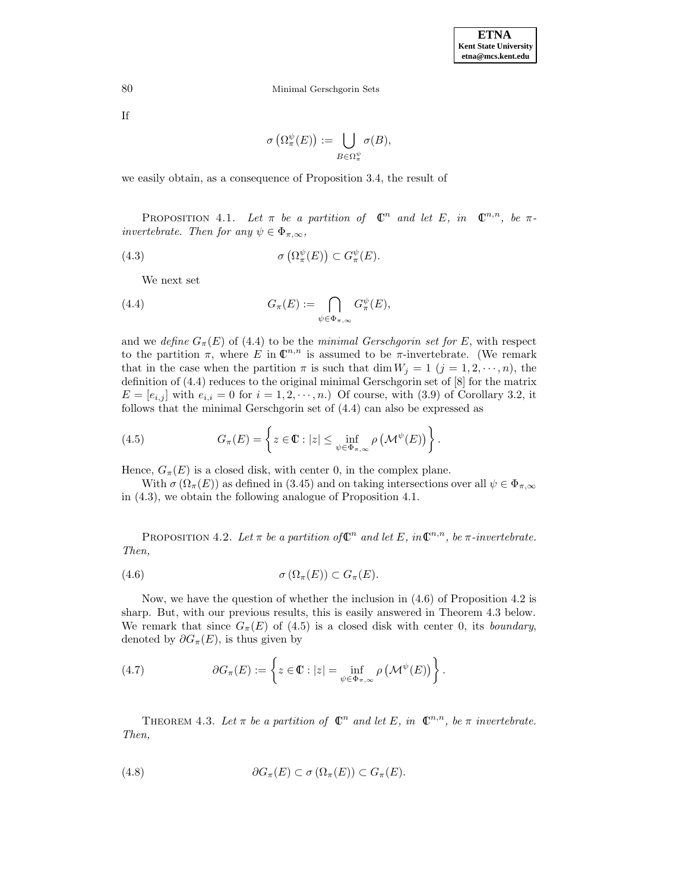If

$$\sigma\left(\Omega_\pi^\psi(E)\right) := \bigcup_{B \in \Omega_\pi^\psi} \sigma(B),$$

we easily obtain, as a consequence of Proposition 3.4, the result of

PROPOSITION 4.1. *Let $\pi$ be a partition of $\mathbb{C}^n$ and let $E$, in $\mathbb{C}^{n,n}$, be $\pi$-invertebrate. Then for any $\psi \in \Phi_{\pi,\infty}$,*

$$\sigma\left(\Omega_\pi^\psi(E)\right) \subset G_\pi^\psi(E). \tag{4.3}$$

We next set

$$G_\pi(E) := \bigcap_{\psi \in \Phi_{\pi,\infty}} G_\pi^\psi(E), \tag{4.4}$$

and we *define* $G_\pi(E)$ of (4.4) to be the *minimal Gerschgorin set for* $E$, with respect to the partition $\pi$, where $E$ in $\mathbb{C}^{n,n}$ is assumed to be $\pi$-invertebrate. (We remark that in the case when the partition $\pi$ is such that $\dim W_j = 1$ $(j = 1, 2, \cdots, n)$, the definition of (4.4) reduces to the original minimal Gerschgorin set of [8] for the matrix $E = [e_{i,j}]$ with $e_{i,i} = 0$ for $i = 1, 2, \cdots, n$.) Of course, with (3.9) of Corollary 3.2, it follows that the minimal Gerschgorin set of (4.4) can also be expressed as

$$G_\pi(E) = \left\{ z \in \mathbb{C} : |z| \leq \inf_{\psi \in \Phi_{\pi,\infty}} \rho\left(\mathcal{M}^\psi(E)\right) \right\}. \tag{4.5}$$

Hence, $G_\pi(E)$ is a closed disk, with center 0, in the complex plane.

With $\sigma\left(\Omega_\pi(E)\right)$ as defined in (3.45) and on taking intersections over all $\psi \in \Phi_{\pi,\infty}$ in (4.3), we obtain the following analogue of Proposition 4.1.

PROPOSITION 4.2. *Let $\pi$ be a partition of $\mathbb{C}^n$ and let $E$, in $\mathbb{C}^{n,n}$, be $\pi$-invertebrate. Then,*

$$\sigma\left(\Omega_\pi(E)\right) \subset G_\pi(E). \tag{4.6}$$

Now, we have the question of whether the inclusion in (4.6) of Proposition 4.2 is sharp. But, with our previous results, this is easily answered in Theorem 4.3 below. We remark that since $G_\pi(E)$ of (4.5) is a closed disk with center 0, its *boundary*, denoted by $\partial G_\pi(E)$, is thus given by

$$\partial G_\pi(E) := \left\{ z \in \mathbb{C} : |z| = \inf_{\psi \in \Phi_{\pi,\infty}} \rho\left(\mathcal{M}^\psi(E)\right) \right\}. \tag{4.7}$$

THEOREM 4.3. *Let $\pi$ be a partition of $\mathbb{C}^n$ and let $E$, in $\mathbb{C}^{n,n}$, be $\pi$ invertebrate. Then,*

$$\partial G_\pi(E) \subset \sigma\left(\Omega_\pi(E)\right) \subset G_\pi(E). \tag{4.8}$$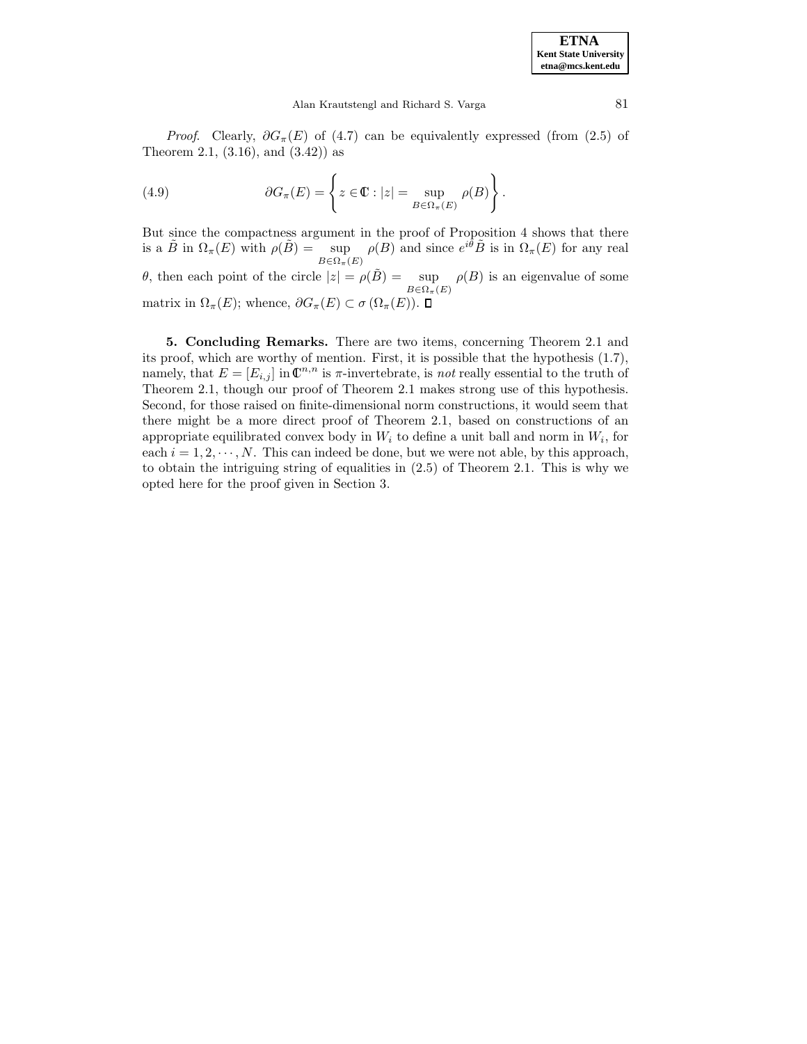*Proof*. Clearly, $\partial G_\pi(E)$ of (4.7) can be equivalently expressed (from (2.5) of Theorem 2.1, (3.16), and (3.42)) as

$$\partial G_\pi(E) = \left\{ z \in \mathbb{C} : |z| = \sup_{B \in \Omega_\pi(E)} \rho(B) \right\}. \tag{4.9}$$

But since the compactness argument in the proof of Proposition 4 shows that there is a $\tilde{B}$ in $\Omega_\pi(E)$ with $\rho(\tilde{B}) = \sup_{B \in \Omega_\pi(E)} \rho(B)$ and since $e^{i\theta}\tilde{B}$ is in $\Omega_\pi(E)$ for any real $\theta$, then each point of the circle $|z| = \rho(\tilde{B}) = \sup_{B \in \Omega_\pi(E)} \rho(B)$ is an eigenvalue of some matrix in $\Omega_\pi(E)$; whence, $\partial G_\pi(E) \subset \sigma\left(\Omega_\pi(E)\right)$. ◻

**5. Concluding Remarks.** There are two items, concerning Theorem 2.1 and its proof, which are worthy of mention. First, it is possible that the hypothesis (1.7), namely, that $E = [E_{i,j}]$ in $\mathbb{C}^{n,n}$ is $\pi$-invertebrate, is *not* really essential to the truth of Theorem 2.1, though our proof of Theorem 2.1 makes strong use of this hypothesis. Second, for those raised on finite-dimensional norm constructions, it would seem that there might be a more direct proof of Theorem 2.1, based on constructions of an appropriate equilibrated convex body in $W_i$ to define a unit ball and norm in $W_i$, for each $i = 1, 2, \cdots, N$. This can indeed be done, but we were not able, by this approach, to obtain the intriguing string of equalities in (2.5) of Theorem 2.1. This is why we opted here for the proof given in Section 3.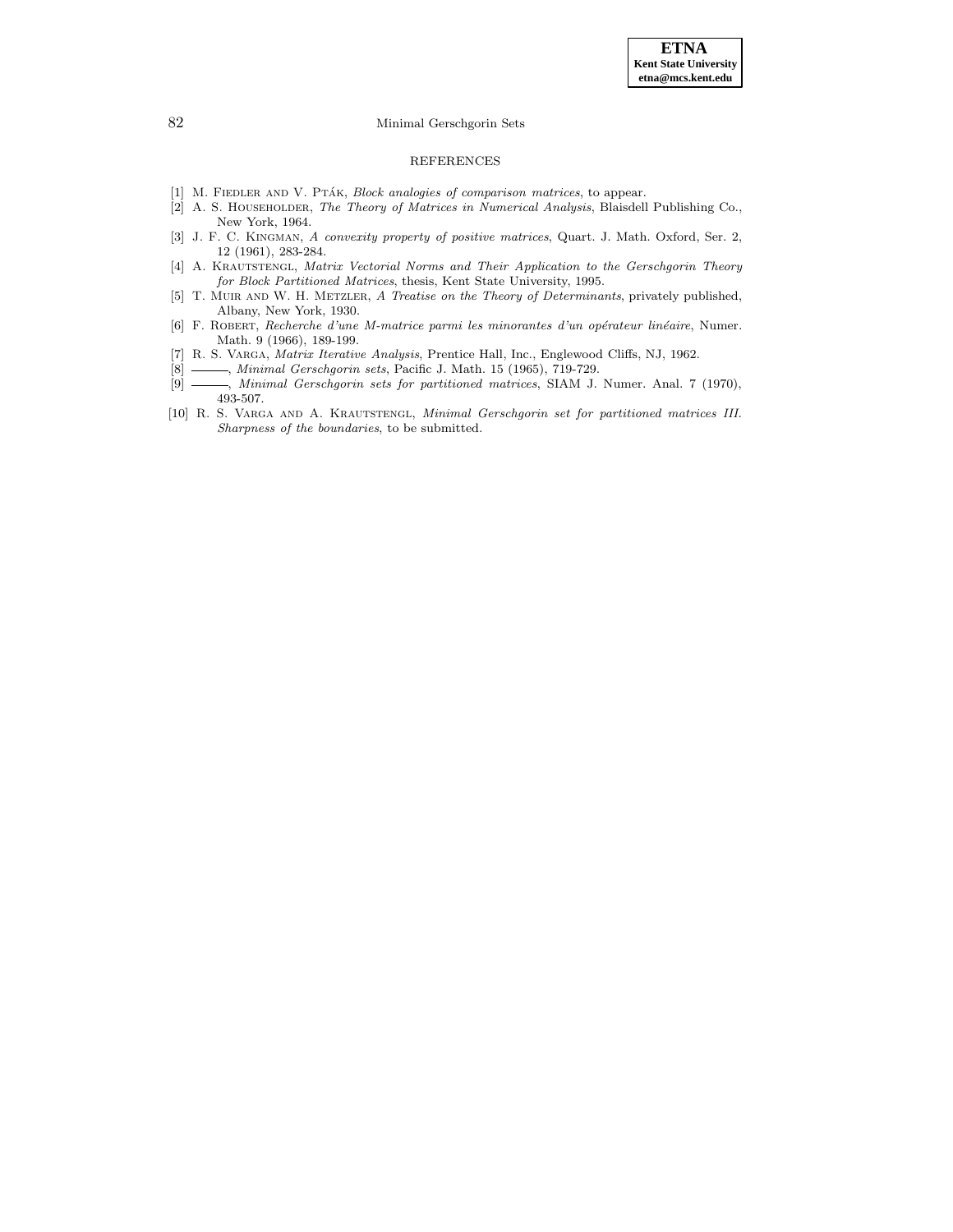## REFERENCES

[1] M. Fiedler and V. Pták, *Block analogies of comparison matrices*, to appear.

[2] A. S. Householder, *The Theory of Matrices in Numerical Analysis*, Blaisdell Publishing Co., New York, 1964.

[3] J. F. C. Kingman, *A convexity property of positive matrices*, Quart. J. Math. Oxford, Ser. 2, 12 (1961), 283-284.

[4] A. Krautstengl, *Matrix Vectorial Norms and Their Application to the Gerschgorin Theory for Block Partitioned Matrices*, thesis, Kent State University, 1995.

[5] T. Muir and W. H. Metzler, *A Treatise on the Theory of Determinants*, privately published, Albany, New York, 1930.

[6] F. Robert, *Recherche d'une M-matrice parmi les minorantes d'un opérateur linéaire*, Numer. Math. 9 (1966), 189-199.

[7] R. S. Varga, *Matrix Iterative Analysis*, Prentice Hall, Inc., Englewood Cliffs, NJ, 1962.

[8] ———, *Minimal Gerschgorin sets*, Pacific J. Math. 15 (1965), 719-729.

[9] ———, *Minimal Gerschgorin sets for partitioned matrices*, SIAM J. Numer. Anal. 7 (1970), 493-507.

[10] R. S. Varga and A. Krautstengl, *Minimal Gerschgorin set for partitioned matrices III. Sharpness of the boundaries*, to be submitted.